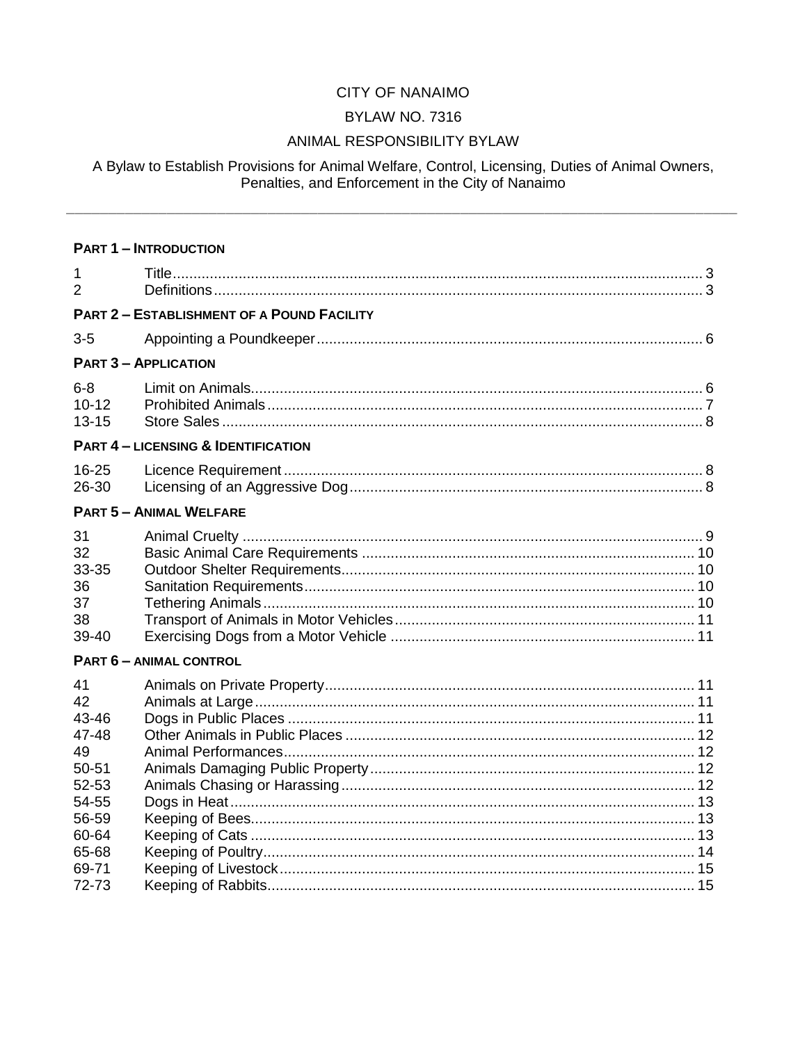CITY OF NANAIMO

BYLAW NO. 7316

ANIMAL RESPONSIBILITY BYLAW

A Bylaw to Establish Provisions for Animal Welfare, Control, Licensing, Duties of Animal Owners, Penalties, and Enforcement in the City of Nanaimo

---

**PART 1 – INTRODUCTION**

| | | |
|---|---|---|
| 1 | Title | 3 |
| 2 | Definitions | 3 |

**PART 2 – ESTABLISHMENT OF A POUND FACILITY**

| | | |
|---|---|---|
| 3-5 | Appointing a Poundkeeper | 6 |

**PART 3 – APPLICATION**

| | | |
|---|---|---|
| 6-8 | Limit on Animals | 6 |
| 10-12 | Prohibited Animals | 7 |
| 13-15 | Store Sales | 8 |

**PART 4 – LICENSING & IDENTIFICATION**

| | | |
|---|---|---|
| 16-25 | Licence Requirement | 8 |
| 26-30 | Licensing of an Aggressive Dog | 8 |

**PART 5 – ANIMAL WELFARE**

| | | |
|---|---|---|
| 31 | Animal Cruelty | 9 |
| 32 | Basic Animal Care Requirements | 10 |
| 33-35 | Outdoor Shelter Requirements | 10 |
| 36 | Sanitation Requirements | 10 |
| 37 | Tethering Animals | 10 |
| 38 | Transport of Animals in Motor Vehicles | 11 |
| 39-40 | Exercising Dogs from a Motor Vehicle | 11 |

**PART 6 – ANIMAL CONTROL**

| | | |
|---|---|---|
| 41 | Animals on Private Property | 11 |
| 42 | Animals at Large | 11 |
| 43-46 | Dogs in Public Places | 11 |
| 47-48 | Other Animals in Public Places | 12 |
| 49 | Animal Performances | 12 |
| 50-51 | Animals Damaging Public Property | 12 |
| 52-53 | Animals Chasing or Harassing | 12 |
| 54-55 | Dogs in Heat | 13 |
| 56-59 | Keeping of Bees | 13 |
| 60-64 | Keeping of Cats | 13 |
| 65-68 | Keeping of Poultry | 14 |
| 69-71 | Keeping of Livestock | 15 |
| 72-73 | Keeping of Rabbits | 15 |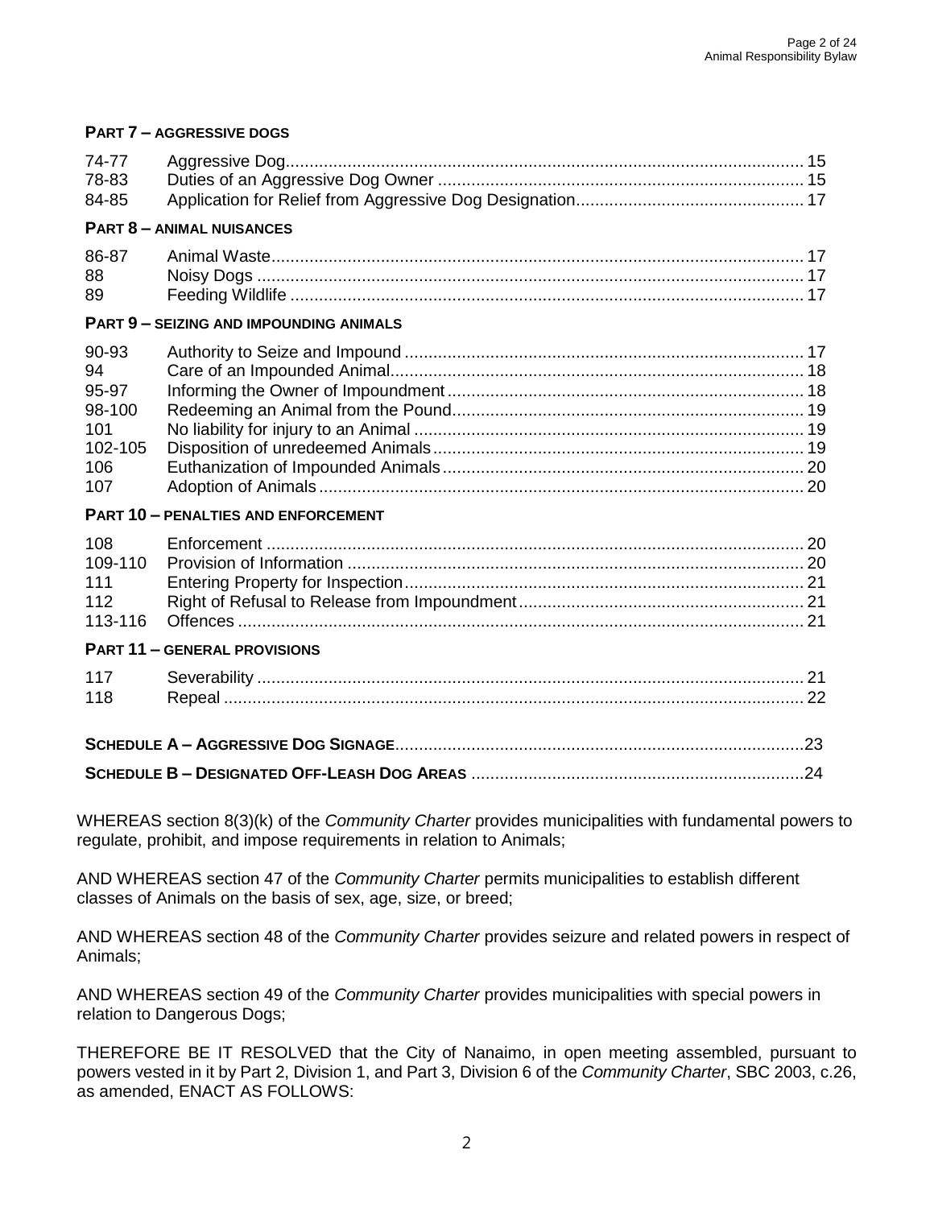**PART 7 – AGGRESSIVE DOGS**

| | | |
|---|---|---|
| 74-77 | Aggressive Dog | 15 |
| 78-83 | Duties of an Aggressive Dog Owner | 15 |
| 84-85 | Application for Relief from Aggressive Dog Designation | 17 |

**PART 8 – ANIMAL NUISANCES**

| | | |
|---|---|---|
| 86-87 | Animal Waste | 17 |
| 88 | Noisy Dogs | 17 |
| 89 | Feeding Wildlife | 17 |

**PART 9 – SEIZING AND IMPOUNDING ANIMALS**

| | | |
|---|---|---|
| 90-93 | Authority to Seize and Impound | 17 |
| 94 | Care of an Impounded Animal | 18 |
| 95-97 | Informing the Owner of Impoundment | 18 |
| 98-100 | Redeeming an Animal from the Pound | 19 |
| 101 | No liability for injury to an Animal | 19 |
| 102-105 | Disposition of unredeemed Animals | 19 |
| 106 | Euthanization of Impounded Animals | 20 |
| 107 | Adoption of Animals | 20 |

**PART 10 – PENALTIES AND ENFORCEMENT**

| | | |
|---|---|---|
| 108 | Enforcement | 20 |
| 109-110 | Provision of Information | 20 |
| 111 | Entering Property for Inspection | 21 |
| 112 | Right of Refusal to Release from Impoundment | 21 |
| 113-116 | Offences | 21 |

**PART 11 – GENERAL PROVISIONS**

| | | |
|---|---|---|
| 117 | Severability | 21 |
| 118 | Repeal | 22 |

**SCHEDULE A – AGGRESSIVE DOG SIGNAGE** ..... 23

**SCHEDULE B – DESIGNATED OFF-LEASH DOG AREAS** ..... 24

WHEREAS section 8(3)(k) of the *Community Charter* provides municipalities with fundamental powers to regulate, prohibit, and impose requirements in relation to Animals;

AND WHEREAS section 47 of the *Community Charter* permits municipalities to establish different classes of Animals on the basis of sex, age, size, or breed;

AND WHEREAS section 48 of the *Community Charter* provides seizure and related powers in respect of Animals;

AND WHEREAS section 49 of the *Community Charter* provides municipalities with special powers in relation to Dangerous Dogs;

THEREFORE BE IT RESOLVED that the City of Nanaimo, in open meeting assembled, pursuant to powers vested in it by Part 2, Division 1, and Part 3, Division 6 of the *Community Charter*, SBC 2003, c.26, as amended, ENACT AS FOLLOWS: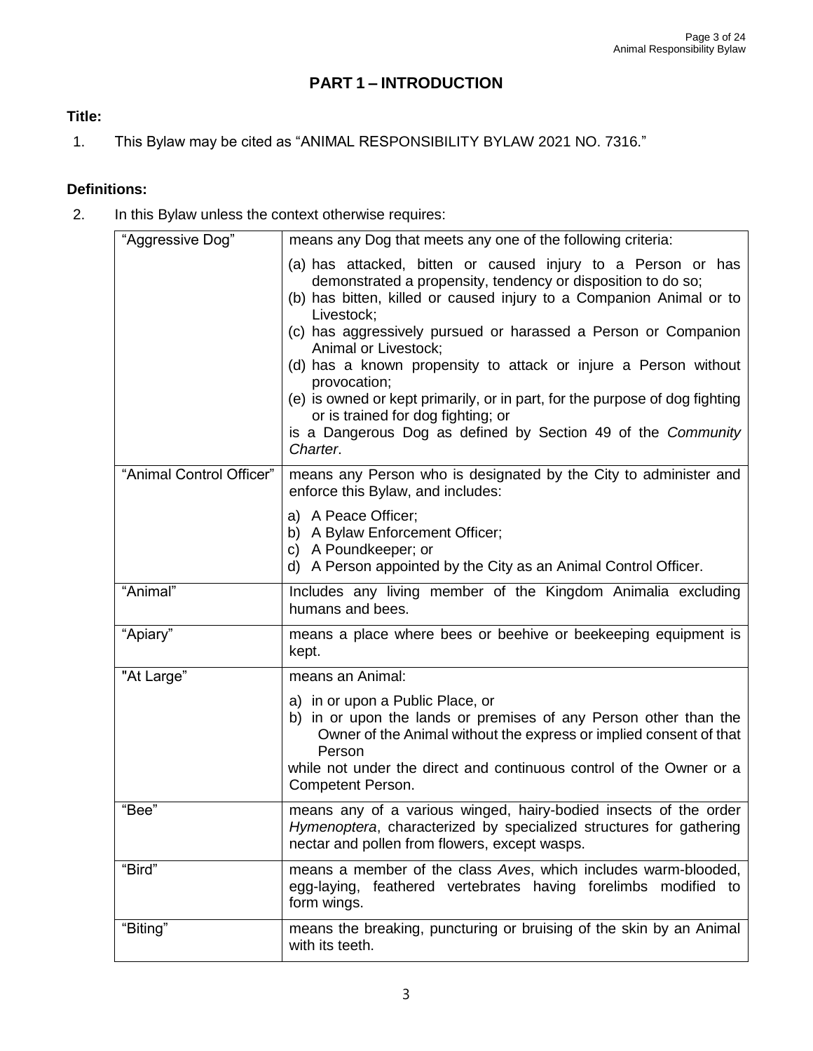# PART 1 – INTRODUCTION

**Title:**

1. This Bylaw may be cited as "ANIMAL RESPONSIBILITY BYLAW 2021 NO. 7316."

**Definitions:**

2. In this Bylaw unless the context otherwise requires:

| | |
|---|---|
| "Aggressive Dog" | means any Dog that meets any one of the following criteria:<br>(a) has attacked, bitten or caused injury to a Person or has demonstrated a propensity, tendency or disposition to do so;<br>(b) has bitten, killed or caused injury to a Companion Animal or to Livestock;<br>(c) has aggressively pursued or harassed a Person or Companion Animal or Livestock;<br>(d) has a known propensity to attack or injure a Person without provocation;<br>(e) is owned or kept primarily, or in part, for the purpose of dog fighting or is trained for dog fighting; or<br>is a Dangerous Dog as defined by Section 49 of the *Community Charter*. |
| "Animal Control Officer" | means any Person who is designated by the City to administer and enforce this Bylaw, and includes:<br>a) A Peace Officer;<br>b) A Bylaw Enforcement Officer;<br>c) A Poundkeeper; or<br>d) A Person appointed by the City as an Animal Control Officer. |
| "Animal" | Includes any living member of the Kingdom Animalia excluding humans and bees. |
| "Apiary" | means a place where bees or beehive or beekeeping equipment is kept. |
| "At Large" | means an Animal:<br>a) in or upon a Public Place, or<br>b) in or upon the lands or premises of any Person other than the Owner of the Animal without the express or implied consent of that Person<br>while not under the direct and continuous control of the Owner or a Competent Person. |
| "Bee" | means any of a various winged, hairy-bodied insects of the order *Hymenoptera*, characterized by specialized structures for gathering nectar and pollen from flowers, except wasps. |
| "Bird" | means a member of the class *Aves*, which includes warm-blooded, egg-laying, feathered vertebrates having forelimbs modified to form wings. |
| "Biting" | means the breaking, puncturing or bruising of the skin by an Animal with its teeth. |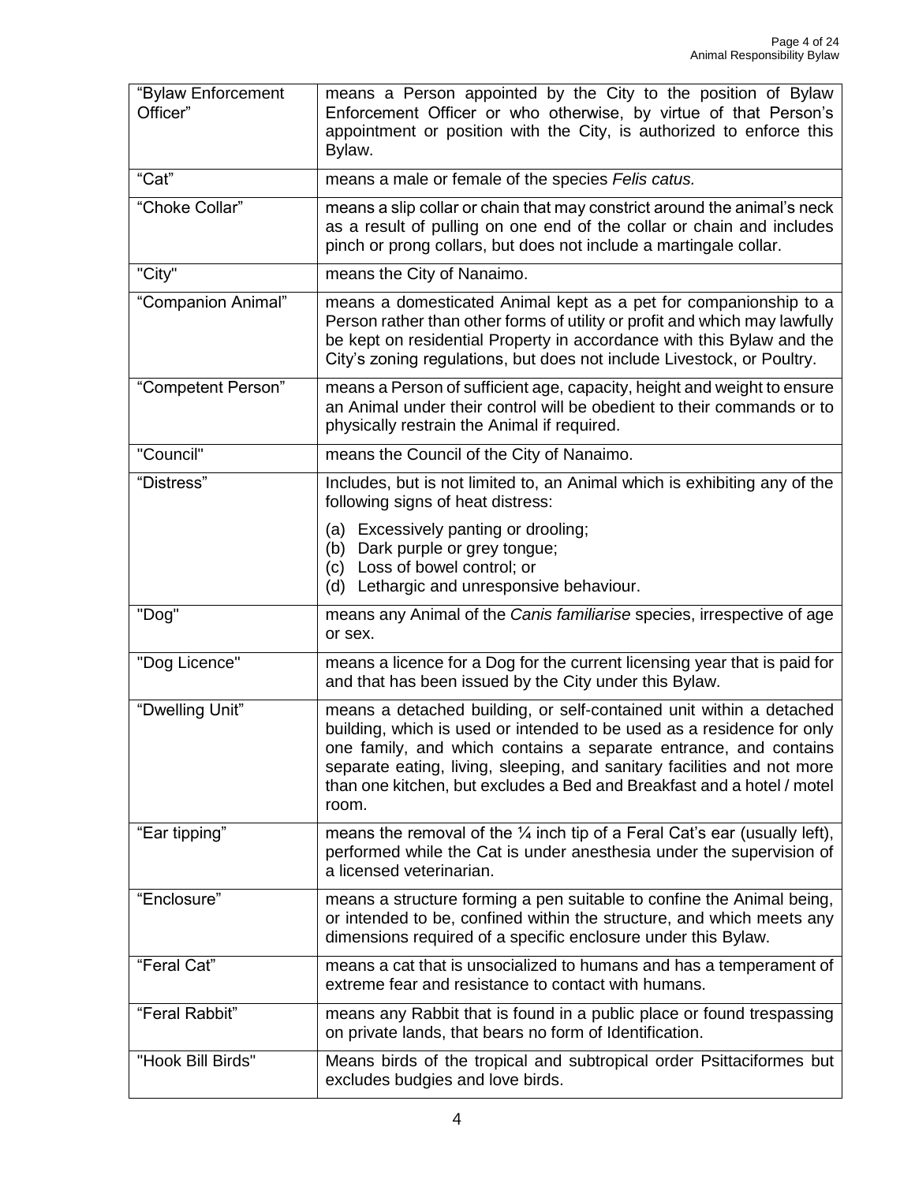| | |
|---|---|
| "Bylaw Enforcement Officer" | means a Person appointed by the City to the position of Bylaw Enforcement Officer or who otherwise, by virtue of that Person's appointment or position with the City, is authorized to enforce this Bylaw. |
| "Cat" | means a male or female of the species *Felis catus.* |
| "Choke Collar" | means a slip collar or chain that may constrict around the animal's neck as a result of pulling on one end of the collar or chain and includes pinch or prong collars, but does not include a martingale collar. |
| "City" | means the City of Nanaimo. |
| "Companion Animal" | means a domesticated Animal kept as a pet for companionship to a Person rather than other forms of utility or profit and which may lawfully be kept on residential Property in accordance with this Bylaw and the City's zoning regulations, but does not include Livestock, or Poultry. |
| "Competent Person" | means a Person of sufficient age, capacity, height and weight to ensure an Animal under their control will be obedient to their commands or to physically restrain the Animal if required. |
| "Council" | means the Council of the City of Nanaimo. |
| "Distress" | Includes, but is not limited to, an Animal which is exhibiting any of the following signs of heat distress:<br>(a) Excessively panting or drooling;<br>(b) Dark purple or grey tongue;<br>(c) Loss of bowel control; or<br>(d) Lethargic and unresponsive behaviour. |
| "Dog" | means any Animal of the *Canis familiarise* species, irrespective of age or sex. |
| "Dog Licence" | means a licence for a Dog for the current licensing year that is paid for and that has been issued by the City under this Bylaw. |
| "Dwelling Unit" | means a detached building, or self-contained unit within a detached building, which is used or intended to be used as a residence for only one family, and which contains a separate entrance, and contains separate eating, living, sleeping, and sanitary facilities and not more than one kitchen, but excludes a Bed and Breakfast and a hotel / motel room. |
| "Ear tipping" | means the removal of the ¼ inch tip of a Feral Cat's ear (usually left), performed while the Cat is under anesthesia under the supervision of a licensed veterinarian. |
| "Enclosure" | means a structure forming a pen suitable to confine the Animal being, or intended to be, confined within the structure, and which meets any dimensions required of a specific enclosure under this Bylaw. |
| "Feral Cat" | means a cat that is unsocialized to humans and has a temperament of extreme fear and resistance to contact with humans. |
| "Feral Rabbit" | means any Rabbit that is found in a public place or found trespassing on private lands, that bears no form of Identification. |
| "Hook Bill Birds" | Means birds of the tropical and subtropical order Psittaciformes but excludes budgies and love birds. |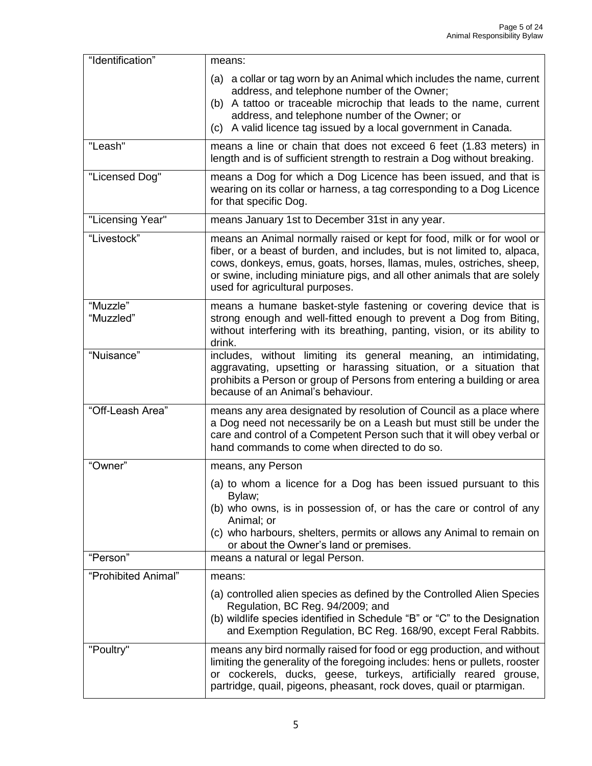| | |
|---|---|
| "Identification" | means:<br>(a) a collar or tag worn by an Animal which includes the name, current address, and telephone number of the Owner;<br>(b) A tattoo or traceable microchip that leads to the name, current address, and telephone number of the Owner; or<br>(c) A valid licence tag issued by a local government in Canada. |
| "Leash" | means a line or chain that does not exceed 6 feet (1.83 meters) in length and is of sufficient strength to restrain a Dog without breaking. |
| "Licensed Dog" | means a Dog for which a Dog Licence has been issued, and that is wearing on its collar or harness, a tag corresponding to a Dog Licence for that specific Dog. |
| "Licensing Year" | means January 1st to December 31st in any year. |
| "Livestock" | means an Animal normally raised or kept for food, milk or for wool or fiber, or a beast of burden, and includes, but is not limited to, alpaca, cows, donkeys, emus, goats, horses, llamas, mules, ostriches, sheep, or swine, including miniature pigs, and all other animals that are solely used for agricultural purposes. |
| "Muzzle"<br>"Muzzled" | means a humane basket-style fastening or covering device that is strong enough and well-fitted enough to prevent a Dog from Biting, without interfering with its breathing, panting, vision, or its ability to drink. |
| "Nuisance" | includes, without limiting its general meaning, an intimidating, aggravating, upsetting or harassing situation, or a situation that prohibits a Person or group of Persons from entering a building or area because of an Animal's behaviour. |
| "Off-Leash Area" | means any area designated by resolution of Council as a place where a Dog need not necessarily be on a Leash but must still be under the care and control of a Competent Person such that it will obey verbal or hand commands to come when directed to do so. |
| "Owner" | means, any Person<br>(a) to whom a licence for a Dog has been issued pursuant to this Bylaw;<br>(b) who owns, is in possession of, or has the care or control of any Animal; or<br>(c) who harbours, shelters, permits or allows any Animal to remain on or about the Owner's land or premises. |
| "Person" | means a natural or legal Person. |
| "Prohibited Animal" | means:<br>(a) controlled alien species as defined by the Controlled Alien Species Regulation, BC Reg. 94/2009; and<br>(b) wildlife species identified in Schedule "B" or "C" to the Designation and Exemption Regulation, BC Reg. 168/90, except Feral Rabbits. |
| "Poultry" | means any bird normally raised for food or egg production, and without limiting the generality of the foregoing includes: hens or pullets, rooster or cockerels, ducks, geese, turkeys, artificially reared grouse, partridge, quail, pigeons, pheasant, rock doves, quail or ptarmigan. |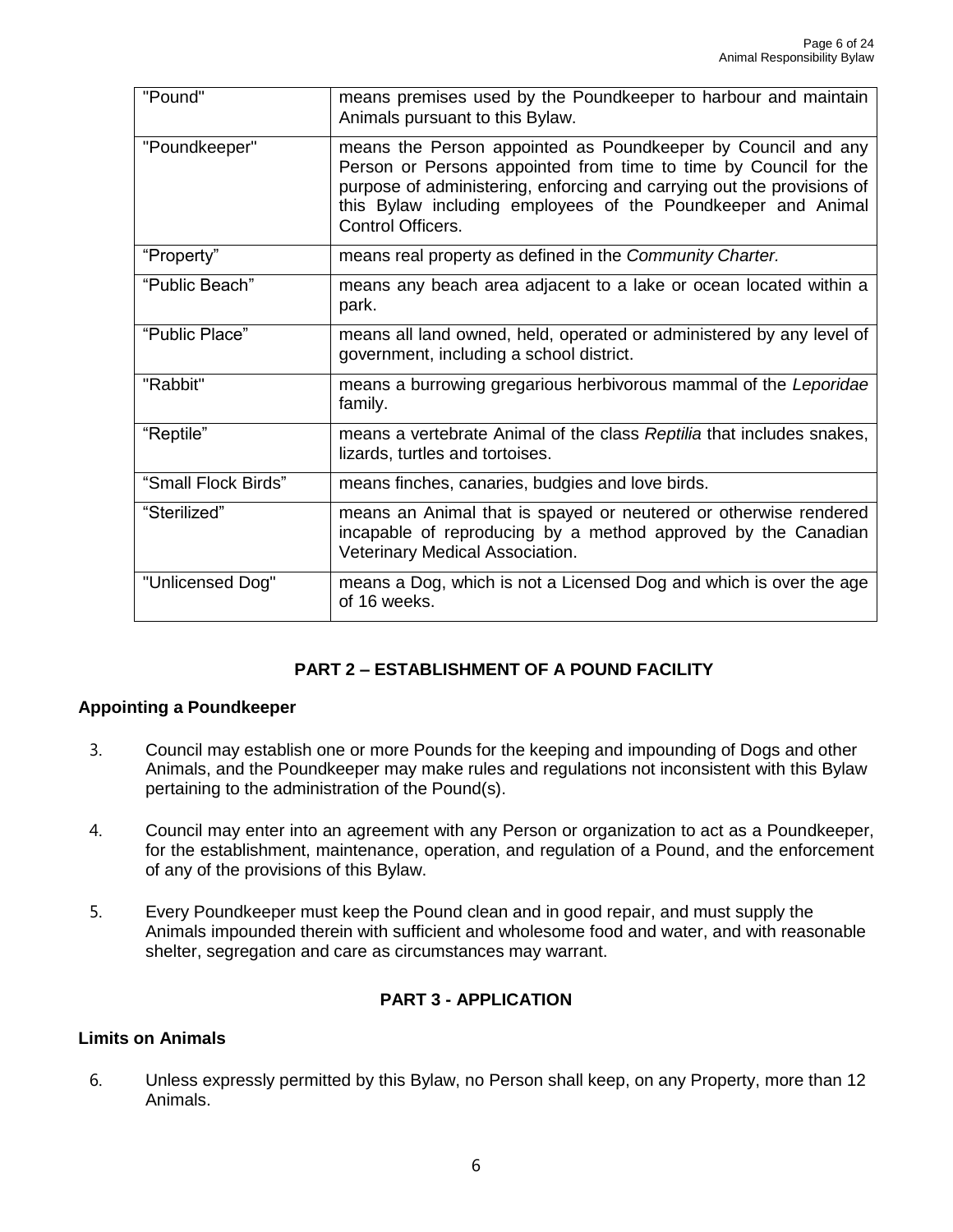| "Pound" | means premises used by the Poundkeeper to harbour and maintain Animals pursuant to this Bylaw. |
|---|---|
| "Poundkeeper" | means the Person appointed as Poundkeeper by Council and any Person or Persons appointed from time to time by Council for the purpose of administering, enforcing and carrying out the provisions of this Bylaw including employees of the Poundkeeper and Animal Control Officers. |
| "Property" | means real property as defined in the *Community Charter.* |
| "Public Beach" | means any beach area adjacent to a lake or ocean located within a park. |
| "Public Place" | means all land owned, held, operated or administered by any level of government, including a school district. |
| "Rabbit" | means a burrowing gregarious herbivorous mammal of the *Leporidae* family. |
| "Reptile" | means a vertebrate Animal of the class *Reptilia* that includes snakes, lizards, turtles and tortoises. |
| "Small Flock Birds" | means finches, canaries, budgies and love birds. |
| "Sterilized" | means an Animal that is spayed or neutered or otherwise rendered incapable of reproducing by a method approved by the Canadian Veterinary Medical Association. |
| "Unlicensed Dog" | means a Dog, which is not a Licensed Dog and which is over the age of 16 weeks. |

## PART 2 – ESTABLISHMENT OF A POUND FACILITY

### Appointing a Poundkeeper

3. Council may establish one or more Pounds for the keeping and impounding of Dogs and other Animals, and the Poundkeeper may make rules and regulations not inconsistent with this Bylaw pertaining to the administration of the Pound(s).

4. Council may enter into an agreement with any Person or organization to act as a Poundkeeper, for the establishment, maintenance, operation, and regulation of a Pound, and the enforcement of any of the provisions of this Bylaw.

5. Every Poundkeeper must keep the Pound clean and in good repair, and must supply the Animals impounded therein with sufficient and wholesome food and water, and with reasonable shelter, segregation and care as circumstances may warrant.

## PART 3 - APPLICATION

### Limits on Animals

6. Unless expressly permitted by this Bylaw, no Person shall keep, on any Property, more than 12 Animals.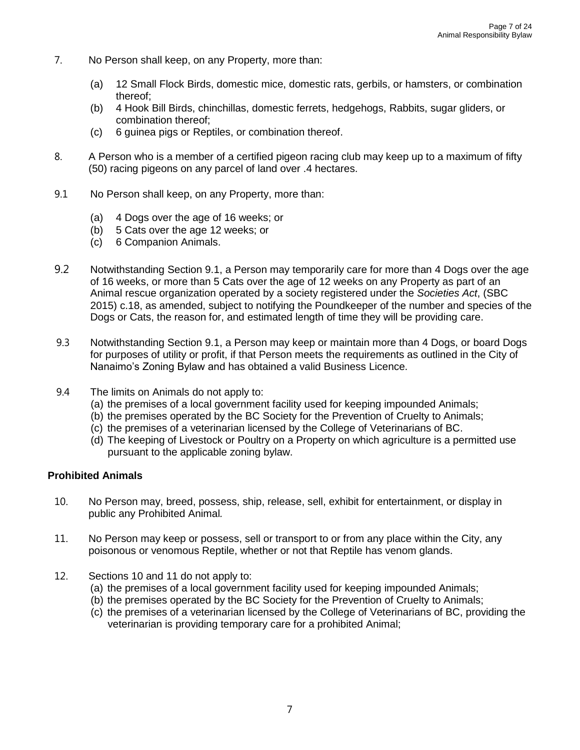7. No Person shall keep, on any Property, more than:

   (a) 12 Small Flock Birds, domestic mice, domestic rats, gerbils, or hamsters, or combination thereof;
   (b) 4 Hook Bill Birds, chinchillas, domestic ferrets, hedgehogs, Rabbits, sugar gliders, or combination thereof;
   (c) 6 guinea pigs or Reptiles, or combination thereof.

8. A Person who is a member of a certified pigeon racing club may keep up to a maximum of fifty (50) racing pigeons on any parcel of land over .4 hectares.

9.1 No Person shall keep, on any Property, more than:

   (a) 4 Dogs over the age of 16 weeks; or
   (b) 5 Cats over the age 12 weeks; or
   (c) 6 Companion Animals.

9.2 Notwithstanding Section 9.1, a Person may temporarily care for more than 4 Dogs over the age of 16 weeks, or more than 5 Cats over the age of 12 weeks on any Property as part of an Animal rescue organization operated by a society registered under the *Societies Act*, (SBC 2015) c.18, as amended, subject to notifying the Poundkeeper of the number and species of the Dogs or Cats, the reason for, and estimated length of time they will be providing care.

9.3 Notwithstanding Section 9.1, a Person may keep or maintain more than 4 Dogs, or board Dogs for purposes of utility or profit, if that Person meets the requirements as outlined in the City of Nanaimo's Zoning Bylaw and has obtained a valid Business Licence.

9.4 The limits on Animals do not apply to:
   (a) the premises of a local government facility used for keeping impounded Animals;
   (b) the premises operated by the BC Society for the Prevention of Cruelty to Animals;
   (c) the premises of a veterinarian licensed by the College of Veterinarians of BC.
   (d) The keeping of Livestock or Poultry on a Property on which agriculture is a permitted use pursuant to the applicable zoning bylaw.

**Prohibited Animals**

10. No Person may, breed, possess, ship, release, sell, exhibit for entertainment, or display in public any Prohibited Animal.

11. No Person may keep or possess, sell or transport to or from any place within the City, any poisonous or venomous Reptile, whether or not that Reptile has venom glands.

12. Sections 10 and 11 do not apply to:
   (a) the premises of a local government facility used for keeping impounded Animals;
   (b) the premises operated by the BC Society for the Prevention of Cruelty to Animals;
   (c) the premises of a veterinarian licensed by the College of Veterinarians of BC, providing the veterinarian is providing temporary care for a prohibited Animal;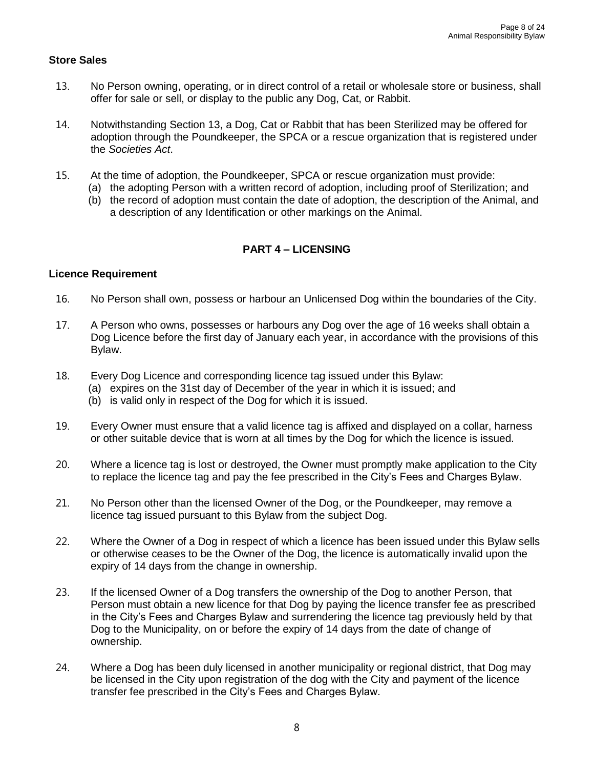**Store Sales**

13. No Person owning, operating, or in direct control of a retail or wholesale store or business, shall offer for sale or sell, or display to the public any Dog, Cat, or Rabbit.

14. Notwithstanding Section 13, a Dog, Cat or Rabbit that has been Sterilized may be offered for adoption through the Poundkeeper, the SPCA or a rescue organization that is registered under the *Societies Act*.

15. At the time of adoption, the Poundkeeper, SPCA or rescue organization must provide:
   (a) the adopting Person with a written record of adoption, including proof of Sterilization; and
   (b) the record of adoption must contain the date of adoption, the description of the Animal, and a description of any Identification or other markings on the Animal.

## PART 4 – LICENSING

**Licence Requirement**

16. No Person shall own, possess or harbour an Unlicensed Dog within the boundaries of the City.

17. A Person who owns, possesses or harbours any Dog over the age of 16 weeks shall obtain a Dog Licence before the first day of January each year, in accordance with the provisions of this Bylaw.

18. Every Dog Licence and corresponding licence tag issued under this Bylaw:
   (a) expires on the 31st day of December of the year in which it is issued; and
   (b) is valid only in respect of the Dog for which it is issued.

19. Every Owner must ensure that a valid licence tag is affixed and displayed on a collar, harness or other suitable device that is worn at all times by the Dog for which the licence is issued.

20. Where a licence tag is lost or destroyed, the Owner must promptly make application to the City to replace the licence tag and pay the fee prescribed in the City's Fees and Charges Bylaw.

21. No Person other than the licensed Owner of the Dog, or the Poundkeeper, may remove a licence tag issued pursuant to this Bylaw from the subject Dog.

22. Where the Owner of a Dog in respect of which a licence has been issued under this Bylaw sells or otherwise ceases to be the Owner of the Dog, the licence is automatically invalid upon the expiry of 14 days from the change in ownership.

23. If the licensed Owner of a Dog transfers the ownership of the Dog to another Person, that Person must obtain a new licence for that Dog by paying the licence transfer fee as prescribed in the City's Fees and Charges Bylaw and surrendering the licence tag previously held by that Dog to the Municipality, on or before the expiry of 14 days from the date of change of ownership.

24. Where a Dog has been duly licensed in another municipality or regional district, that Dog may be licensed in the City upon registration of the dog with the City and payment of the licence transfer fee prescribed in the City's Fees and Charges Bylaw.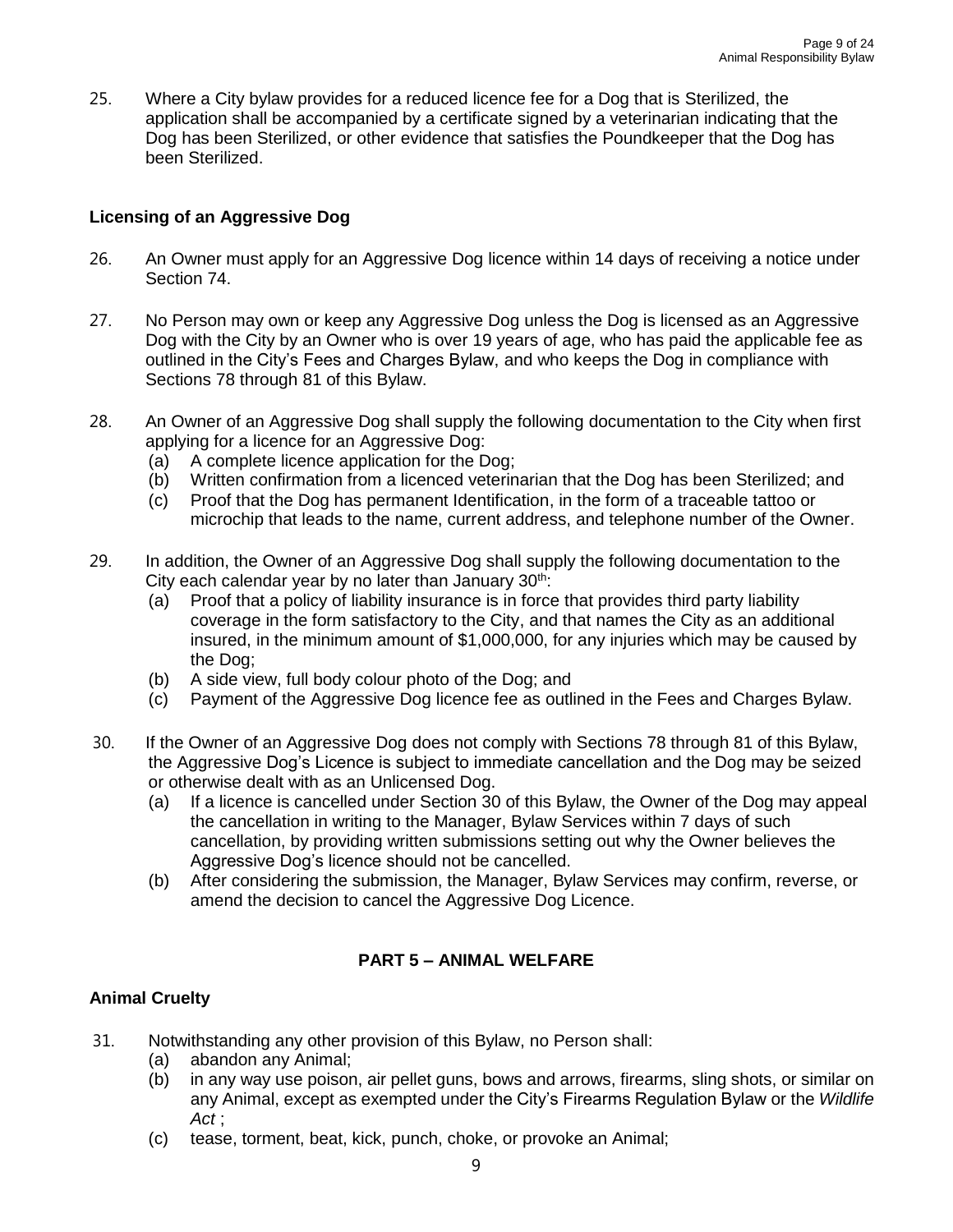25. Where a City bylaw provides for a reduced licence fee for a Dog that is Sterilized, the application shall be accompanied by a certificate signed by a veterinarian indicating that the Dog has been Sterilized, or other evidence that satisfies the Poundkeeper that the Dog has been Sterilized.

### Licensing of an Aggressive Dog

26. An Owner must apply for an Aggressive Dog licence within 14 days of receiving a notice under Section 74.

27. No Person may own or keep any Aggressive Dog unless the Dog is licensed as an Aggressive Dog with the City by an Owner who is over 19 years of age, who has paid the applicable fee as outlined in the City's Fees and Charges Bylaw, and who keeps the Dog in compliance with Sections 78 through 81 of this Bylaw.

28. An Owner of an Aggressive Dog shall supply the following documentation to the City when first applying for a licence for an Aggressive Dog:
    (a) A complete licence application for the Dog;
    (b) Written confirmation from a licenced veterinarian that the Dog has been Sterilized; and
    (c) Proof that the Dog has permanent Identification, in the form of a traceable tattoo or microchip that leads to the name, current address, and telephone number of the Owner.

29. In addition, the Owner of an Aggressive Dog shall supply the following documentation to the City each calendar year by no later than January 30th:
    (a) Proof that a policy of liability insurance is in force that provides third party liability coverage in the form satisfactory to the City, and that names the City as an additional insured, in the minimum amount of $1,000,000, for any injuries which may be caused by the Dog;
    (b) A side view, full body colour photo of the Dog; and
    (c) Payment of the Aggressive Dog licence fee as outlined in the Fees and Charges Bylaw.

30. If the Owner of an Aggressive Dog does not comply with Sections 78 through 81 of this Bylaw, the Aggressive Dog's Licence is subject to immediate cancellation and the Dog may be seized or otherwise dealt with as an Unlicensed Dog.
    (a) If a licence is cancelled under Section 30 of this Bylaw, the Owner of the Dog may appeal the cancellation in writing to the Manager, Bylaw Services within 7 days of such cancellation, by providing written submissions setting out why the Owner believes the Aggressive Dog's licence should not be cancelled.
    (b) After considering the submission, the Manager, Bylaw Services may confirm, reverse, or amend the decision to cancel the Aggressive Dog Licence.

## PART 5 – ANIMAL WELFARE

### Animal Cruelty

31. Notwithstanding any other provision of this Bylaw, no Person shall:
    (a) abandon any Animal;
    (b) in any way use poison, air pellet guns, bows and arrows, firearms, sling shots, or similar on any Animal, except as exempted under the City's Firearms Regulation Bylaw or the *Wildlife Act* ;
    (c) tease, torment, beat, kick, punch, choke, or provoke an Animal;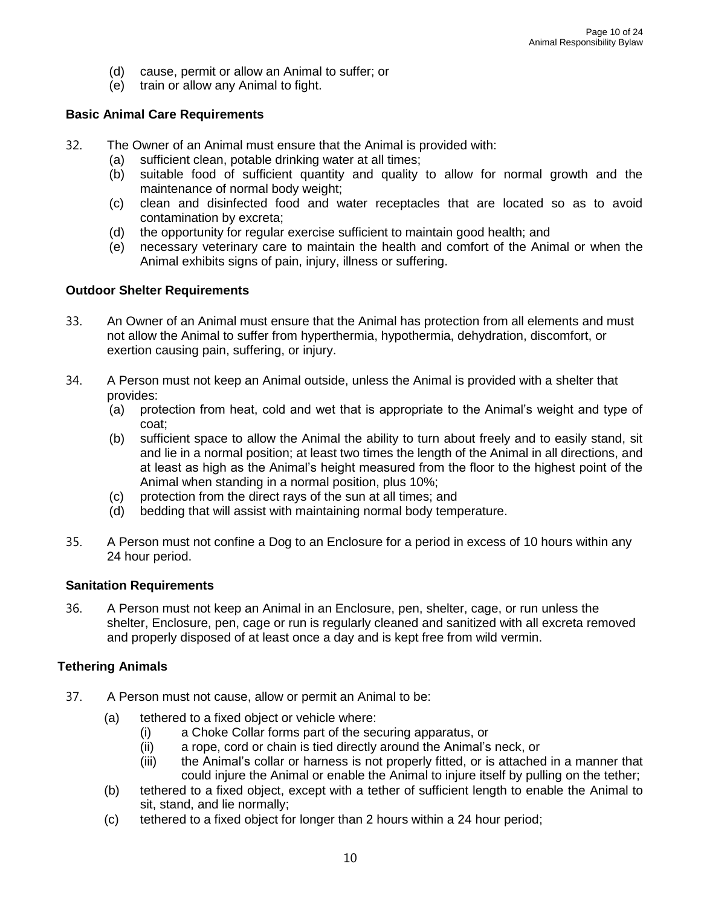(d) cause, permit or allow an Animal to suffer; or
(e) train or allow any Animal to fight.

## Basic Animal Care Requirements

32. The Owner of an Animal must ensure that the Animal is provided with:
    (a) sufficient clean, potable drinking water at all times;
    (b) suitable food of sufficient quantity and quality to allow for normal growth and the maintenance of normal body weight;
    (c) clean and disinfected food and water receptacles that are located so as to avoid contamination by excreta;
    (d) the opportunity for regular exercise sufficient to maintain good health; and
    (e) necessary veterinary care to maintain the health and comfort of the Animal or when the Animal exhibits signs of pain, injury, illness or suffering.

## Outdoor Shelter Requirements

33. An Owner of an Animal must ensure that the Animal has protection from all elements and must not allow the Animal to suffer from hyperthermia, hypothermia, dehydration, discomfort, or exertion causing pain, suffering, or injury.

34. A Person must not keep an Animal outside, unless the Animal is provided with a shelter that provides:
    (a) protection from heat, cold and wet that is appropriate to the Animal's weight and type of coat;
    (b) sufficient space to allow the Animal the ability to turn about freely and to easily stand, sit and lie in a normal position; at least two times the length of the Animal in all directions, and at least as high as the Animal's height measured from the floor to the highest point of the Animal when standing in a normal position, plus 10%;
    (c) protection from the direct rays of the sun at all times; and
    (d) bedding that will assist with maintaining normal body temperature.

35. A Person must not confine a Dog to an Enclosure for a period in excess of 10 hours within any 24 hour period.

## Sanitation Requirements

36. A Person must not keep an Animal in an Enclosure, pen, shelter, cage, or run unless the shelter, Enclosure, pen, cage or run is regularly cleaned and sanitized with all excreta removed and properly disposed of at least once a day and is kept free from wild vermin.

## Tethering Animals

37. A Person must not cause, allow or permit an Animal to be:
    (a) tethered to a fixed object or vehicle where:
        (i) a Choke Collar forms part of the securing apparatus, or
        (ii) a rope, cord or chain is tied directly around the Animal's neck, or
        (iii) the Animal's collar or harness is not properly fitted, or is attached in a manner that could injure the Animal or enable the Animal to injure itself by pulling on the tether;
    (b) tethered to a fixed object, except with a tether of sufficient length to enable the Animal to sit, stand, and lie normally;
    (c) tethered to a fixed object for longer than 2 hours within a 24 hour period;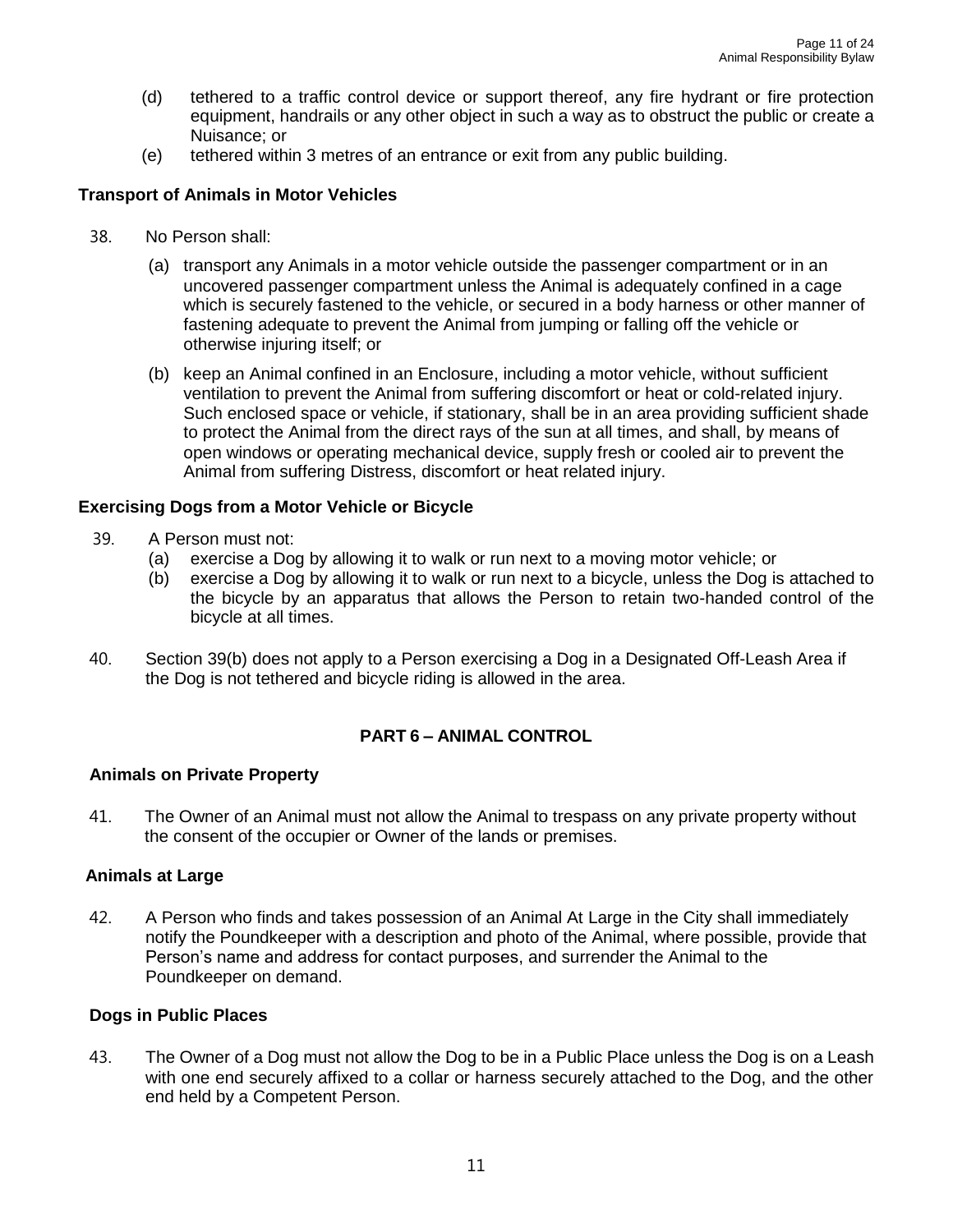(d) tethered to a traffic control device or support thereof, any fire hydrant or fire protection equipment, handrails or any other object in such a way as to obstruct the public or create a Nuisance; or

(e) tethered within 3 metres of an entrance or exit from any public building.

### Transport of Animals in Motor Vehicles

38. No Person shall:

   (a) transport any Animals in a motor vehicle outside the passenger compartment or in an uncovered passenger compartment unless the Animal is adequately confined in a cage which is securely fastened to the vehicle, or secured in a body harness or other manner of fastening adequate to prevent the Animal from jumping or falling off the vehicle or otherwise injuring itself; or

   (b) keep an Animal confined in an Enclosure, including a motor vehicle, without sufficient ventilation to prevent the Animal from suffering discomfort or heat or cold-related injury. Such enclosed space or vehicle, if stationary, shall be in an area providing sufficient shade to protect the Animal from the direct rays of the sun at all times, and shall, by means of open windows or operating mechanical device, supply fresh or cooled air to prevent the Animal from suffering Distress, discomfort or heat related injury.

### Exercising Dogs from a Motor Vehicle or Bicycle

39. A Person must not:

   (a) exercise a Dog by allowing it to walk or run next to a moving motor vehicle; or

   (b) exercise a Dog by allowing it to walk or run next to a bicycle, unless the Dog is attached to the bicycle by an apparatus that allows the Person to retain two-handed control of the bicycle at all times.

40. Section 39(b) does not apply to a Person exercising a Dog in a Designated Off-Leash Area if the Dog is not tethered and bicycle riding is allowed in the area.

## PART 6 – ANIMAL CONTROL

### Animals on Private Property

41. The Owner of an Animal must not allow the Animal to trespass on any private property without the consent of the occupier or Owner of the lands or premises.

### Animals at Large

42. A Person who finds and takes possession of an Animal At Large in the City shall immediately notify the Poundkeeper with a description and photo of the Animal, where possible, provide that Person's name and address for contact purposes, and surrender the Animal to the Poundkeeper on demand.

### Dogs in Public Places

43. The Owner of a Dog must not allow the Dog to be in a Public Place unless the Dog is on a Leash with one end securely affixed to a collar or harness securely attached to the Dog, and the other end held by a Competent Person.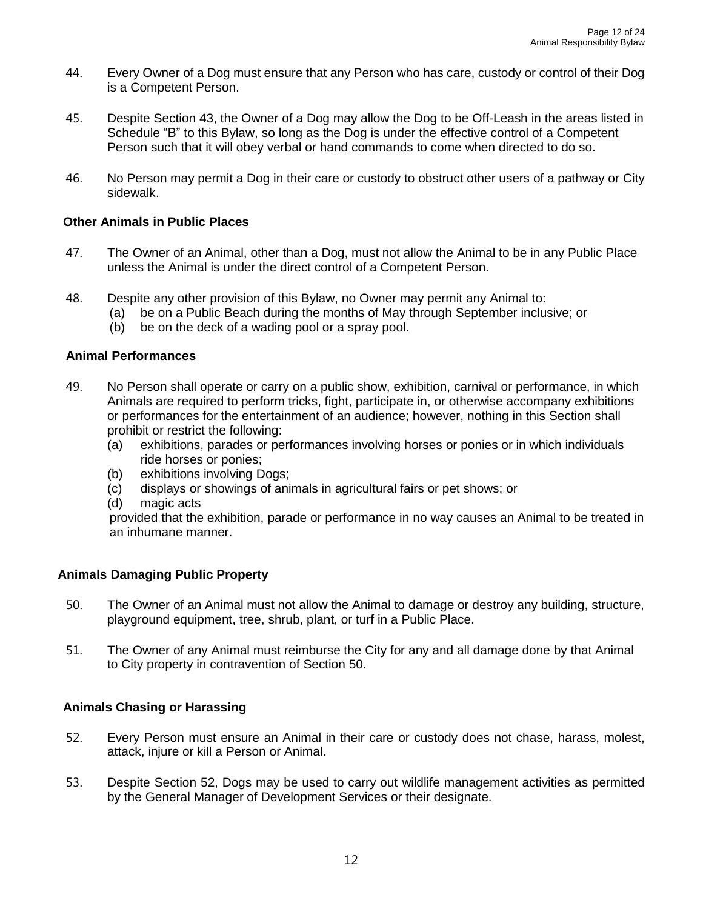44. Every Owner of a Dog must ensure that any Person who has care, custody or control of their Dog is a Competent Person.

45. Despite Section 43, the Owner of a Dog may allow the Dog to be Off-Leash in the areas listed in Schedule "B" to this Bylaw, so long as the Dog is under the effective control of a Competent Person such that it will obey verbal or hand commands to come when directed to do so.

46. No Person may permit a Dog in their care or custody to obstruct other users of a pathway or City sidewalk.

**Other Animals in Public Places**

47. The Owner of an Animal, other than a Dog, must not allow the Animal to be in any Public Place unless the Animal is under the direct control of a Competent Person.

48. Despite any other provision of this Bylaw, no Owner may permit any Animal to:
    (a) be on a Public Beach during the months of May through September inclusive; or
    (b) be on the deck of a wading pool or a spray pool.

**Animal Performances**

49. No Person shall operate or carry on a public show, exhibition, carnival or performance, in which Animals are required to perform tricks, fight, participate in, or otherwise accompany exhibitions or performances for the entertainment of an audience; however, nothing in this Section shall prohibit or restrict the following:
    (a) exhibitions, parades or performances involving horses or ponies or in which individuals ride horses or ponies;
    (b) exhibitions involving Dogs;
    (c) displays or showings of animals in agricultural fairs or pet shows; or
    (d) magic acts

    provided that the exhibition, parade or performance in no way causes an Animal to be treated in an inhumane manner.

**Animals Damaging Public Property**

50. The Owner of an Animal must not allow the Animal to damage or destroy any building, structure, playground equipment, tree, shrub, plant, or turf in a Public Place.

51. The Owner of any Animal must reimburse the City for any and all damage done by that Animal to City property in contravention of Section 50.

**Animals Chasing or Harassing**

52. Every Person must ensure an Animal in their care or custody does not chase, harass, molest, attack, injure or kill a Person or Animal.

53. Despite Section 52, Dogs may be used to carry out wildlife management activities as permitted by the General Manager of Development Services or their designate.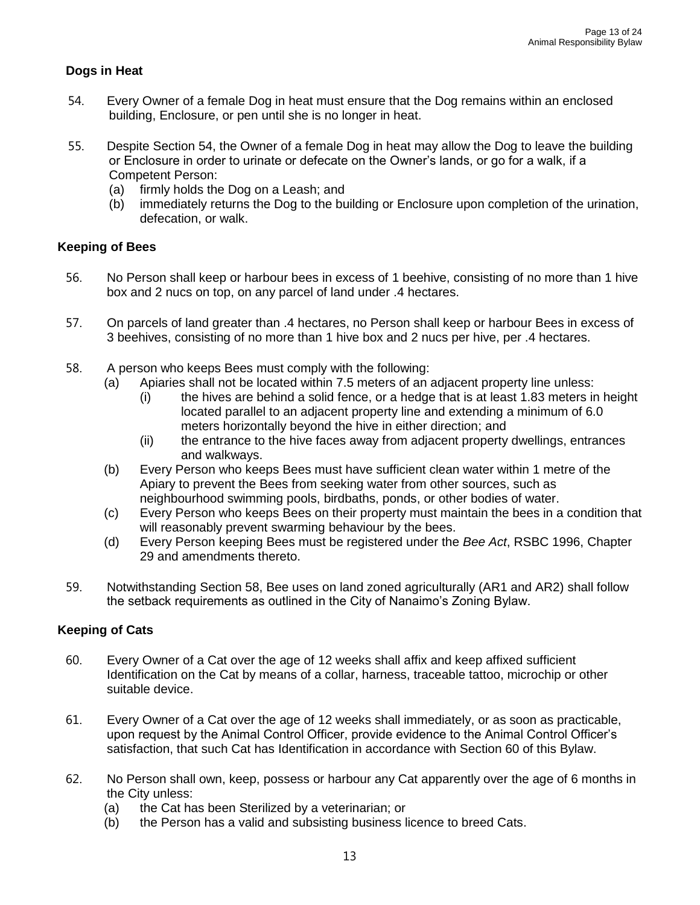### Dogs in Heat

54. Every Owner of a female Dog in heat must ensure that the Dog remains within an enclosed building, Enclosure, or pen until she is no longer in heat.

55. Despite Section 54, the Owner of a female Dog in heat may allow the Dog to leave the building or Enclosure in order to urinate or defecate on the Owner's lands, or go for a walk, if a Competent Person:
    - (a) firmly holds the Dog on a Leash; and
    - (b) immediately returns the Dog to the building or Enclosure upon completion of the urination, defecation, or walk.

### Keeping of Bees

56. No Person shall keep or harbour bees in excess of 1 beehive, consisting of no more than 1 hive box and 2 nucs on top, on any parcel of land under .4 hectares.

57. On parcels of land greater than .4 hectares, no Person shall keep or harbour Bees in excess of 3 beehives, consisting of no more than 1 hive box and 2 nucs per hive, per .4 hectares.

58. A person who keeps Bees must comply with the following:
    - (a) Apiaries shall not be located within 7.5 meters of an adjacent property line unless:
        - (i) the hives are behind a solid fence, or a hedge that is at least 1.83 meters in height located parallel to an adjacent property line and extending a minimum of 6.0 meters horizontally beyond the hive in either direction; and
        - (ii) the entrance to the hive faces away from adjacent property dwellings, entrances and walkways.
    - (b) Every Person who keeps Bees must have sufficient clean water within 1 metre of the Apiary to prevent the Bees from seeking water from other sources, such as neighbourhood swimming pools, birdbaths, ponds, or other bodies of water.
    - (c) Every Person who keeps Bees on their property must maintain the bees in a condition that will reasonably prevent swarming behaviour by the bees.
    - (d) Every Person keeping Bees must be registered under the *Bee Act*, RSBC 1996, Chapter 29 and amendments thereto.

59. Notwithstanding Section 58, Bee uses on land zoned agriculturally (AR1 and AR2) shall follow the setback requirements as outlined in the City of Nanaimo's Zoning Bylaw.

### Keeping of Cats

60. Every Owner of a Cat over the age of 12 weeks shall affix and keep affixed sufficient Identification on the Cat by means of a collar, harness, traceable tattoo, microchip or other suitable device.

61. Every Owner of a Cat over the age of 12 weeks shall immediately, or as soon as practicable, upon request by the Animal Control Officer, provide evidence to the Animal Control Officer's satisfaction, that such Cat has Identification in accordance with Section 60 of this Bylaw.

62. No Person shall own, keep, possess or harbour any Cat apparently over the age of 6 months in the City unless:
    - (a) the Cat has been Sterilized by a veterinarian; or
    - (b) the Person has a valid and subsisting business licence to breed Cats.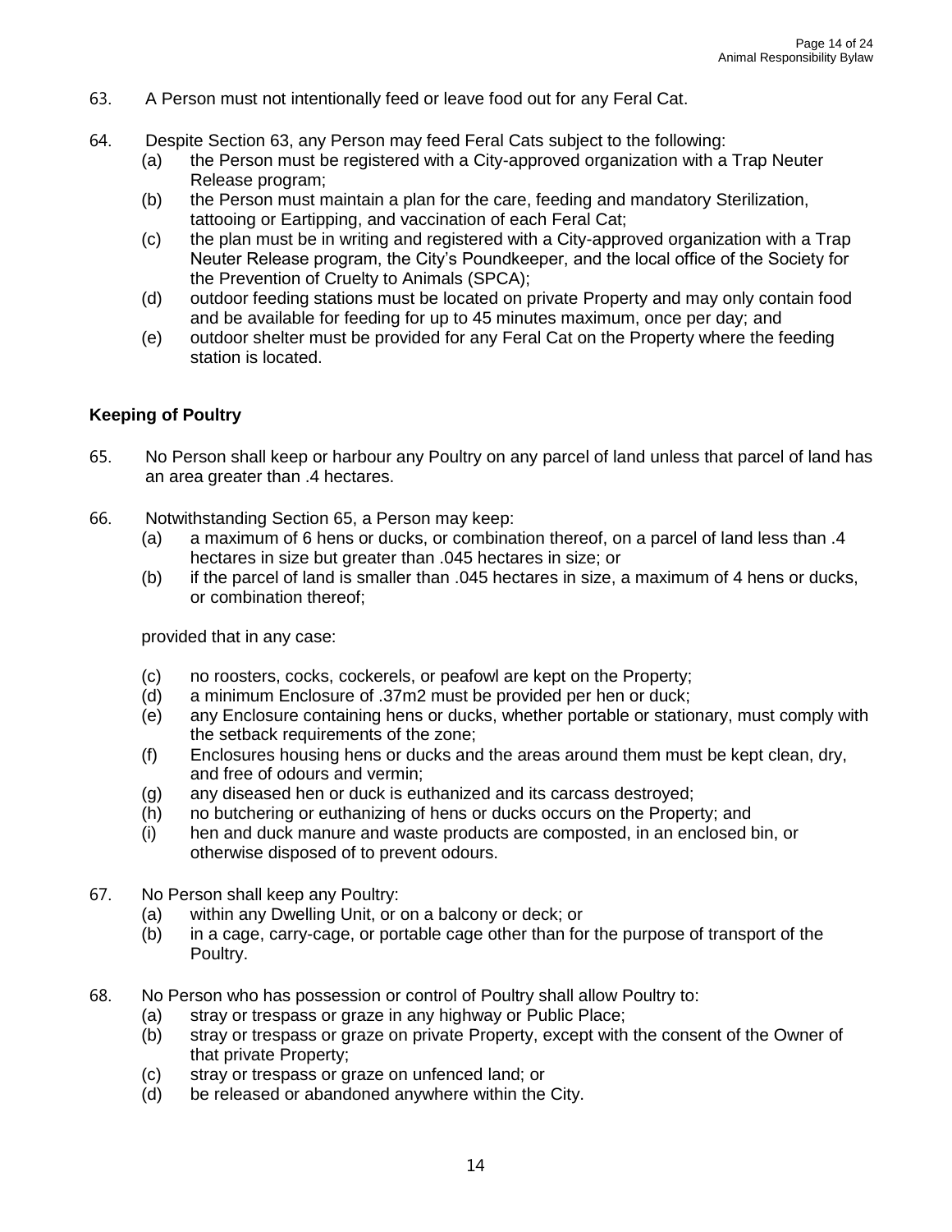63. A Person must not intentionally feed or leave food out for any Feral Cat.

64. Despite Section 63, any Person may feed Feral Cats subject to the following:
    (a) the Person must be registered with a City-approved organization with a Trap Neuter Release program;
    (b) the Person must maintain a plan for the care, feeding and mandatory Sterilization, tattooing or Eartipping, and vaccination of each Feral Cat;
    (c) the plan must be in writing and registered with a City-approved organization with a Trap Neuter Release program, the City's Poundkeeper, and the local office of the Society for the Prevention of Cruelty to Animals (SPCA);
    (d) outdoor feeding stations must be located on private Property and may only contain food and be available for feeding for up to 45 minutes maximum, once per day; and
    (e) outdoor shelter must be provided for any Feral Cat on the Property where the feeding station is located.

**Keeping of Poultry**

65. No Person shall keep or harbour any Poultry on any parcel of land unless that parcel of land has an area greater than .4 hectares.

66. Notwithstanding Section 65, a Person may keep:
    (a) a maximum of 6 hens or ducks, or combination thereof, on a parcel of land less than .4 hectares in size but greater than .045 hectares in size; or
    (b) if the parcel of land is smaller than .045 hectares in size, a maximum of 4 hens or ducks, or combination thereof;

    provided that in any case:

    (c) no roosters, cocks, cockerels, or peafowl are kept on the Property;
    (d) a minimum Enclosure of .37m2 must be provided per hen or duck;
    (e) any Enclosure containing hens or ducks, whether portable or stationary, must comply with the setback requirements of the zone;
    (f) Enclosures housing hens or ducks and the areas around them must be kept clean, dry, and free of odours and vermin;
    (g) any diseased hen or duck is euthanized and its carcass destroyed;
    (h) no butchering or euthanizing of hens or ducks occurs on the Property; and
    (i) hen and duck manure and waste products are composted, in an enclosed bin, or otherwise disposed of to prevent odours.

67. No Person shall keep any Poultry:
    (a) within any Dwelling Unit, or on a balcony or deck; or
    (b) in a cage, carry-cage, or portable cage other than for the purpose of transport of the Poultry.

68. No Person who has possession or control of Poultry shall allow Poultry to:
    (a) stray or trespass or graze in any highway or Public Place;
    (b) stray or trespass or graze on private Property, except with the consent of the Owner of that private Property;
    (c) stray or trespass or graze on unfenced land; or
    (d) be released or abandoned anywhere within the City.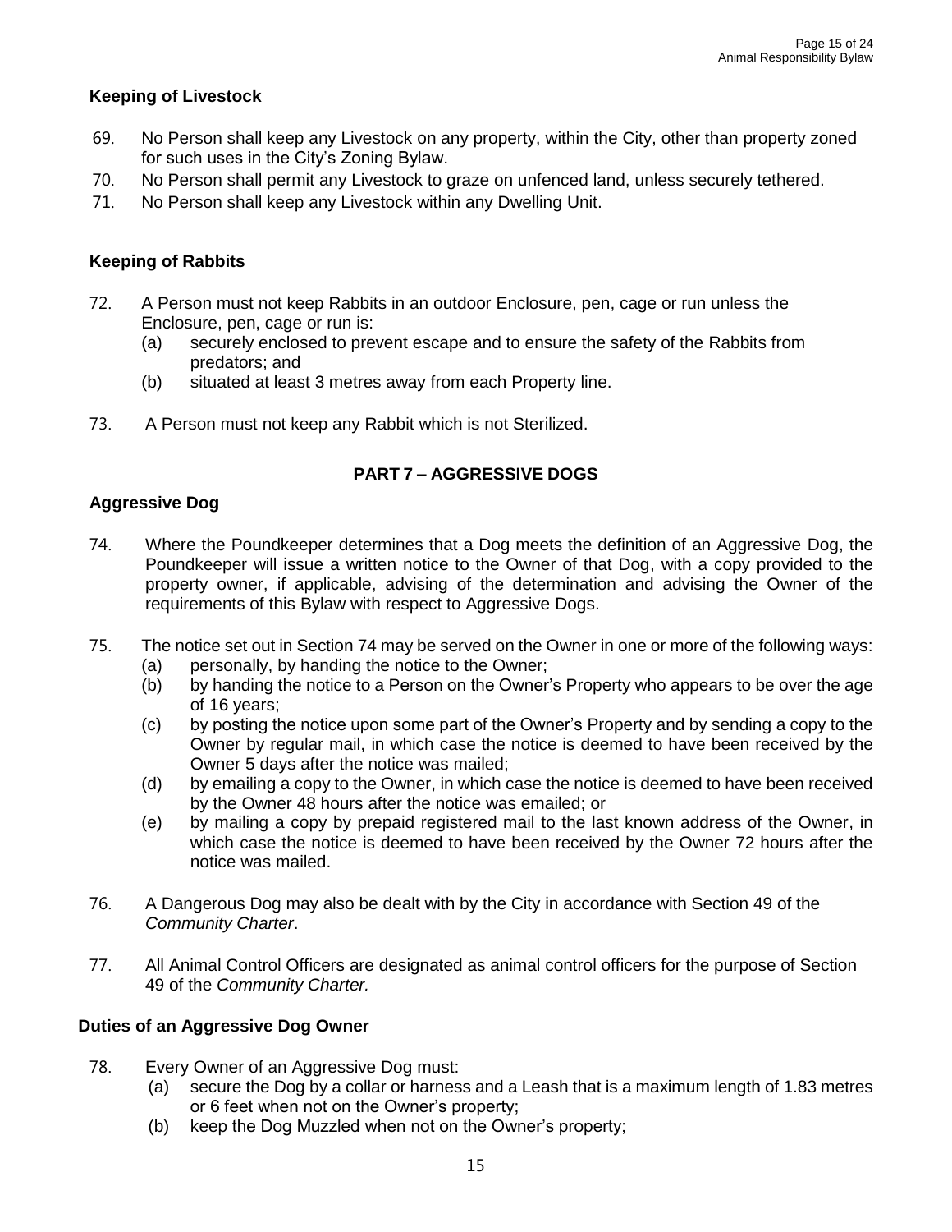### Keeping of Livestock

69. No Person shall keep any Livestock on any property, within the City, other than property zoned for such uses in the City's Zoning Bylaw.
70. No Person shall permit any Livestock to graze on unfenced land, unless securely tethered.
71. No Person shall keep any Livestock within any Dwelling Unit.

### Keeping of Rabbits

72. A Person must not keep Rabbits in an outdoor Enclosure, pen, cage or run unless the Enclosure, pen, cage or run is:
    (a) securely enclosed to prevent escape and to ensure the safety of the Rabbits from predators; and
    (b) situated at least 3 metres away from each Property line.

73. A Person must not keep any Rabbit which is not Sterilized.

## PART 7 – AGGRESSIVE DOGS

### Aggressive Dog

74. Where the Poundkeeper determines that a Dog meets the definition of an Aggressive Dog, the Poundkeeper will issue a written notice to the Owner of that Dog, with a copy provided to the property owner, if applicable, advising of the determination and advising the Owner of the requirements of this Bylaw with respect to Aggressive Dogs.

75. The notice set out in Section 74 may be served on the Owner in one or more of the following ways:
    (a) personally, by handing the notice to the Owner;
    (b) by handing the notice to a Person on the Owner's Property who appears to be over the age of 16 years;
    (c) by posting the notice upon some part of the Owner's Property and by sending a copy to the Owner by regular mail, in which case the notice is deemed to have been received by the Owner 5 days after the notice was mailed;
    (d) by emailing a copy to the Owner, in which case the notice is deemed to have been received by the Owner 48 hours after the notice was emailed; or
    (e) by mailing a copy by prepaid registered mail to the last known address of the Owner, in which case the notice is deemed to have been received by the Owner 72 hours after the notice was mailed.

76. A Dangerous Dog may also be dealt with by the City in accordance with Section 49 of the *Community Charter*.

77. All Animal Control Officers are designated as animal control officers for the purpose of Section 49 of the *Community Charter.*

### Duties of an Aggressive Dog Owner

78. Every Owner of an Aggressive Dog must:
    (a) secure the Dog by a collar or harness and a Leash that is a maximum length of 1.83 metres or 6 feet when not on the Owner's property;
    (b) keep the Dog Muzzled when not on the Owner's property;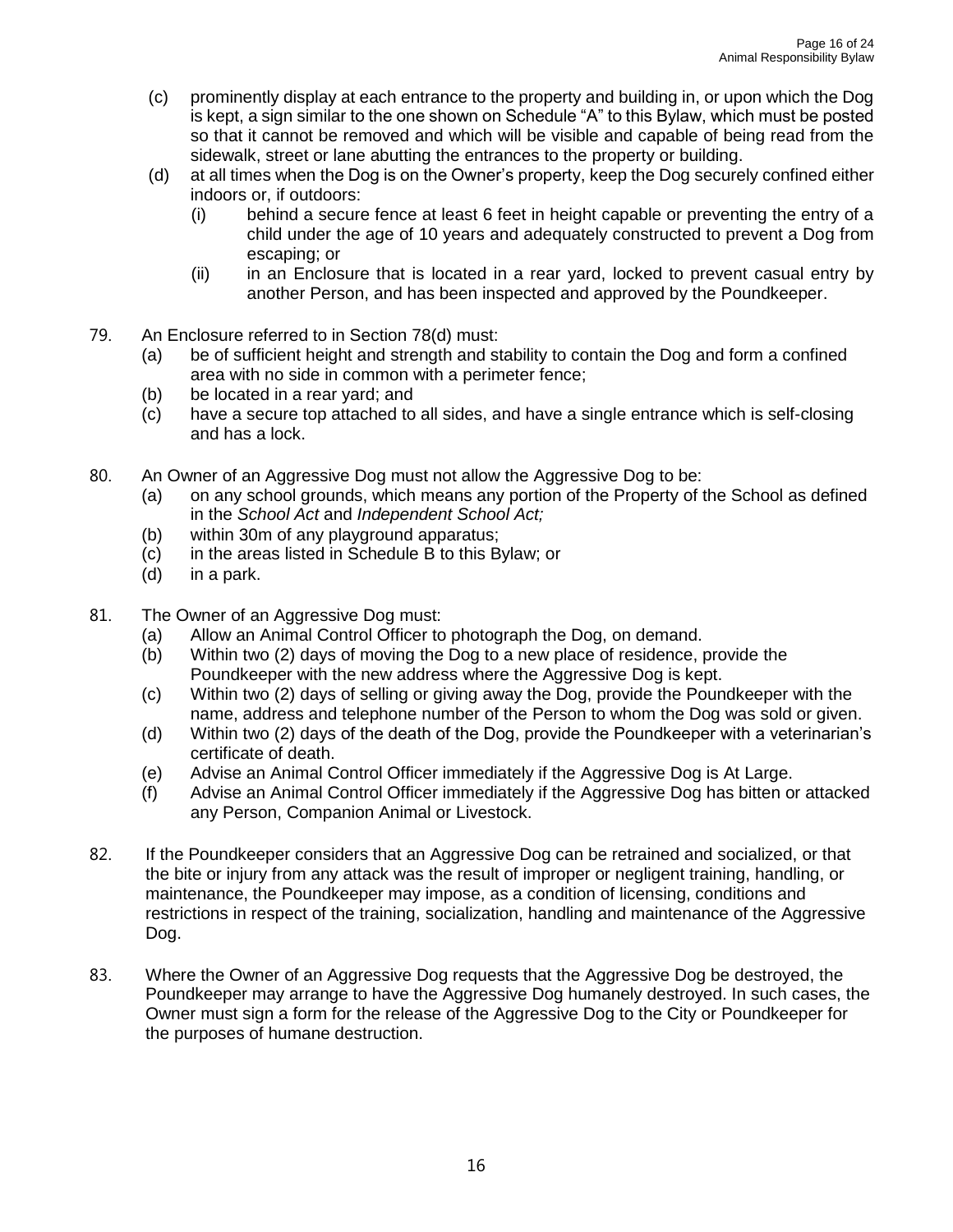(c) prominently display at each entrance to the property and building in, or upon which the Dog is kept, a sign similar to the one shown on Schedule "A" to this Bylaw, which must be posted so that it cannot be removed and which will be visible and capable of being read from the sidewalk, street or lane abutting the entrances to the property or building.

(d) at all times when the Dog is on the Owner's property, keep the Dog securely confined either indoors or, if outdoors:

(i) behind a secure fence at least 6 feet in height capable or preventing the entry of a child under the age of 10 years and adequately constructed to prevent a Dog from escaping; or

(ii) in an Enclosure that is located in a rear yard, locked to prevent casual entry by another Person, and has been inspected and approved by the Poundkeeper.

79. An Enclosure referred to in Section 78(d) must:

(a) be of sufficient height and strength and stability to contain the Dog and form a confined area with no side in common with a perimeter fence;

(b) be located in a rear yard; and

(c) have a secure top attached to all sides, and have a single entrance which is self-closing and has a lock.

80. An Owner of an Aggressive Dog must not allow the Aggressive Dog to be:

(a) on any school grounds, which means any portion of the Property of the School as defined in the *School Act* and *Independent School Act;*

(b) within 30m of any playground apparatus;

(c) in the areas listed in Schedule B to this Bylaw; or

(d) in a park.

81. The Owner of an Aggressive Dog must:

(a) Allow an Animal Control Officer to photograph the Dog, on demand.

(b) Within two (2) days of moving the Dog to a new place of residence, provide the Poundkeeper with the new address where the Aggressive Dog is kept.

(c) Within two (2) days of selling or giving away the Dog, provide the Poundkeeper with the name, address and telephone number of the Person to whom the Dog was sold or given.

(d) Within two (2) days of the death of the Dog, provide the Poundkeeper with a veterinarian's certificate of death.

(e) Advise an Animal Control Officer immediately if the Aggressive Dog is At Large.

(f) Advise an Animal Control Officer immediately if the Aggressive Dog has bitten or attacked any Person, Companion Animal or Livestock.

82. If the Poundkeeper considers that an Aggressive Dog can be retrained and socialized, or that the bite or injury from any attack was the result of improper or negligent training, handling, or maintenance, the Poundkeeper may impose, as a condition of licensing, conditions and restrictions in respect of the training, socialization, handling and maintenance of the Aggressive Dog.

83. Where the Owner of an Aggressive Dog requests that the Aggressive Dog be destroyed, the Poundkeeper may arrange to have the Aggressive Dog humanely destroyed. In such cases, the Owner must sign a form for the release of the Aggressive Dog to the City or Poundkeeper for the purposes of humane destruction.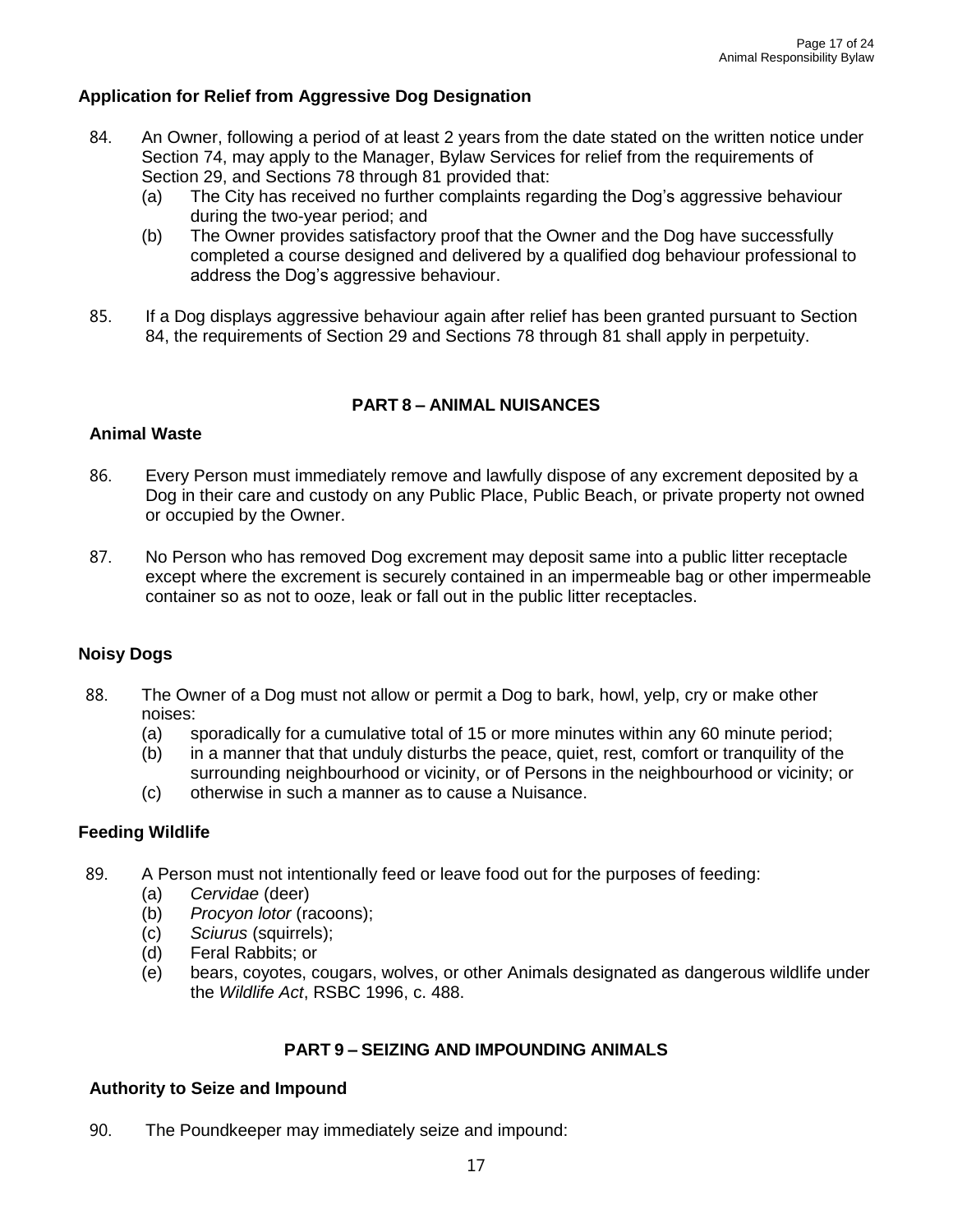### Application for Relief from Aggressive Dog Designation

84. An Owner, following a period of at least 2 years from the date stated on the written notice under Section 74, may apply to the Manager, Bylaw Services for relief from the requirements of Section 29, and Sections 78 through 81 provided that:
    (a) The City has received no further complaints regarding the Dog's aggressive behaviour during the two-year period; and
    (b) The Owner provides satisfactory proof that the Owner and the Dog have successfully completed a course designed and delivered by a qualified dog behaviour professional to address the Dog's aggressive behaviour.

85. If a Dog displays aggressive behaviour again after relief has been granted pursuant to Section 84, the requirements of Section 29 and Sections 78 through 81 shall apply in perpetuity.

## PART 8 – ANIMAL NUISANCES

### Animal Waste

86. Every Person must immediately remove and lawfully dispose of any excrement deposited by a Dog in their care and custody on any Public Place, Public Beach, or private property not owned or occupied by the Owner.

87. No Person who has removed Dog excrement may deposit same into a public litter receptacle except where the excrement is securely contained in an impermeable bag or other impermeable container so as not to ooze, leak or fall out in the public litter receptacles.

### Noisy Dogs

88. The Owner of a Dog must not allow or permit a Dog to bark, howl, yelp, cry or make other noises:
    (a) sporadically for a cumulative total of 15 or more minutes within any 60 minute period;
    (b) in a manner that that unduly disturbs the peace, quiet, rest, comfort or tranquility of the surrounding neighbourhood or vicinity, or of Persons in the neighbourhood or vicinity; or
    (c) otherwise in such a manner as to cause a Nuisance.

### Feeding Wildlife

89. A Person must not intentionally feed or leave food out for the purposes of feeding:
    (a) *Cervidae* (deer)
    (b) *Procyon lotor* (racoons);
    (c) *Sciurus* (squirrels);
    (d) Feral Rabbits; or
    (e) bears, coyotes, cougars, wolves, or other Animals designated as dangerous wildlife under the *Wildlife Act*, RSBC 1996, c. 488.

## PART 9 – SEIZING AND IMPOUNDING ANIMALS

### Authority to Seize and Impound

90. The Poundkeeper may immediately seize and impound: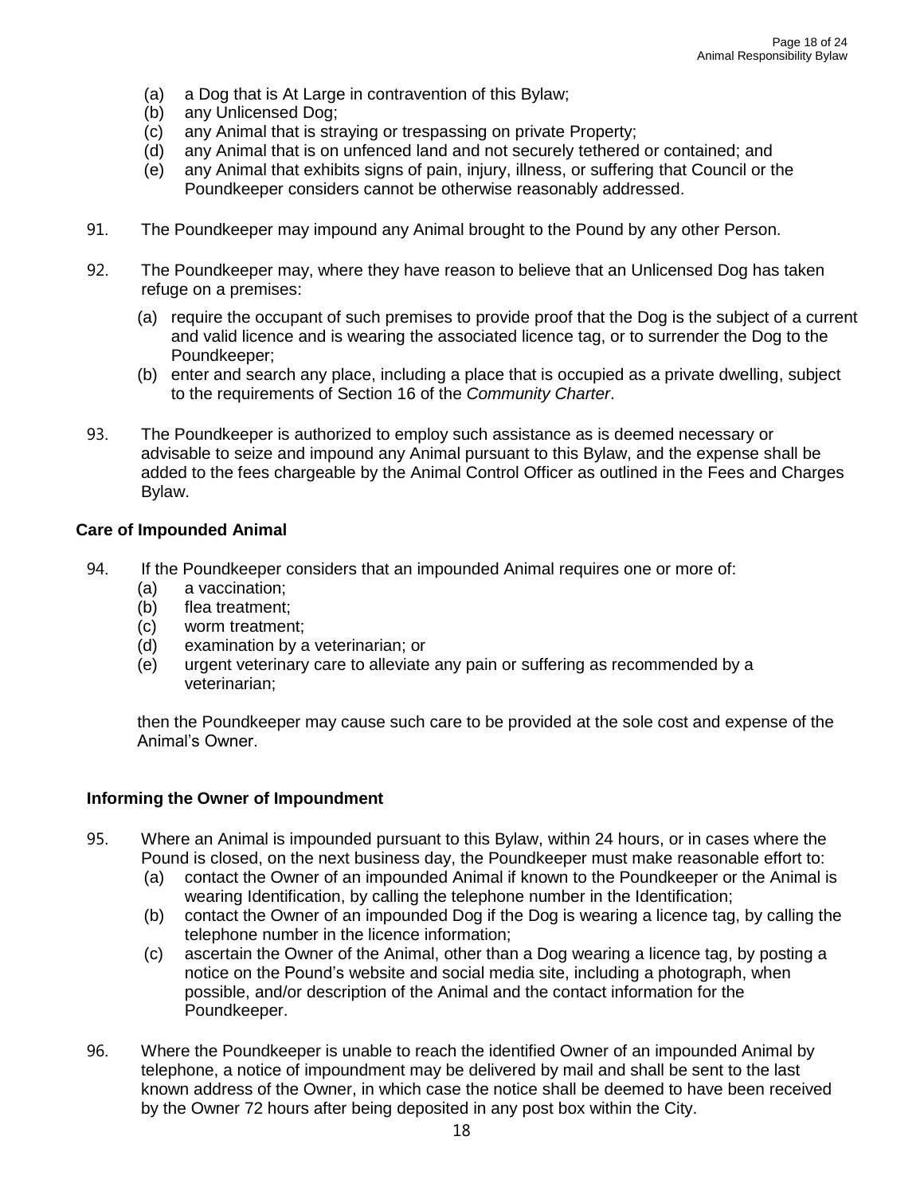(a) a Dog that is At Large in contravention of this Bylaw;
(b) any Unlicensed Dog;
(c) any Animal that is straying or trespassing on private Property;
(d) any Animal that is on unfenced land and not securely tethered or contained; and
(e) any Animal that exhibits signs of pain, injury, illness, or suffering that Council or the Poundkeeper considers cannot be otherwise reasonably addressed.

91. The Poundkeeper may impound any Animal brought to the Pound by any other Person.

92. The Poundkeeper may, where they have reason to believe that an Unlicensed Dog has taken refuge on a premises:

(a) require the occupant of such premises to provide proof that the Dog is the subject of a current and valid licence and is wearing the associated licence tag, or to surrender the Dog to the Poundkeeper;
(b) enter and search any place, including a place that is occupied as a private dwelling, subject to the requirements of Section 16 of the *Community Charter*.

93. The Poundkeeper is authorized to employ such assistance as is deemed necessary or advisable to seize and impound any Animal pursuant to this Bylaw, and the expense shall be added to the fees chargeable by the Animal Control Officer as outlined in the Fees and Charges Bylaw.

### Care of Impounded Animal

94. If the Poundkeeper considers that an impounded Animal requires one or more of:
(a) a vaccination;
(b) flea treatment;
(c) worm treatment;
(d) examination by a veterinarian; or
(e) urgent veterinary care to alleviate any pain or suffering as recommended by a veterinarian;

then the Poundkeeper may cause such care to be provided at the sole cost and expense of the Animal's Owner.

### Informing the Owner of Impoundment

95. Where an Animal is impounded pursuant to this Bylaw, within 24 hours, or in cases where the Pound is closed, on the next business day, the Poundkeeper must make reasonable effort to:
(a) contact the Owner of an impounded Animal if known to the Poundkeeper or the Animal is wearing Identification, by calling the telephone number in the Identification;
(b) contact the Owner of an impounded Dog if the Dog is wearing a licence tag, by calling the telephone number in the licence information;
(c) ascertain the Owner of the Animal, other than a Dog wearing a licence tag, by posting a notice on the Pound's website and social media site, including a photograph, when possible, and/or description of the Animal and the contact information for the Poundkeeper.

96. Where the Poundkeeper is unable to reach the identified Owner of an impounded Animal by telephone, a notice of impoundment may be delivered by mail and shall be sent to the last known address of the Owner, in which case the notice shall be deemed to have been received by the Owner 72 hours after being deposited in any post box within the City.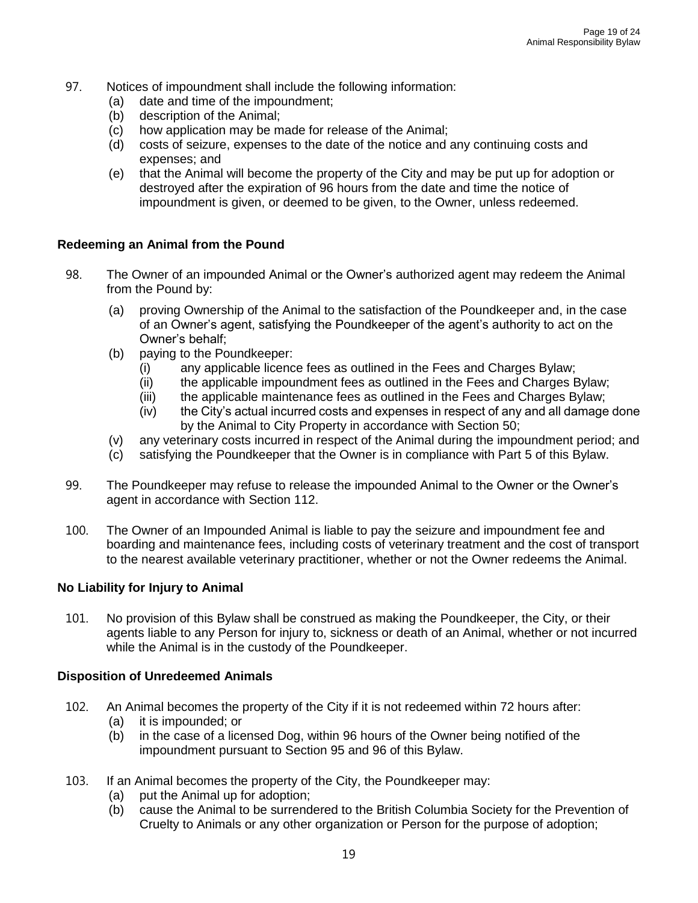97. Notices of impoundment shall include the following information:
    (a) date and time of the impoundment;
    (b) description of the Animal;
    (c) how application may be made for release of the Animal;
    (d) costs of seizure, expenses to the date of the notice and any continuing costs and expenses; and
    (e) that the Animal will become the property of the City and may be put up for adoption or destroyed after the expiration of 96 hours from the date and time the notice of impoundment is given, or deemed to be given, to the Owner, unless redeemed.

**Redeeming an Animal from the Pound**

98. The Owner of an impounded Animal or the Owner's authorized agent may redeem the Animal from the Pound by:
    (a) proving Ownership of the Animal to the satisfaction of the Poundkeeper and, in the case of an Owner's agent, satisfying the Poundkeeper of the agent's authority to act on the Owner's behalf;
    (b) paying to the Poundkeeper:
        (i) any applicable licence fees as outlined in the Fees and Charges Bylaw;
        (ii) the applicable impoundment fees as outlined in the Fees and Charges Bylaw;
        (iii) the applicable maintenance fees as outlined in the Fees and Charges Bylaw;
        (iv) the City's actual incurred costs and expenses in respect of any and all damage done by the Animal to City Property in accordance with Section 50;
    (v) any veterinary costs incurred in respect of the Animal during the impoundment period; and
    (c) satisfying the Poundkeeper that the Owner is in compliance with Part 5 of this Bylaw.

99. The Poundkeeper may refuse to release the impounded Animal to the Owner or the Owner's agent in accordance with Section 112.

100. The Owner of an Impounded Animal is liable to pay the seizure and impoundment fee and boarding and maintenance fees, including costs of veterinary treatment and the cost of transport to the nearest available veterinary practitioner, whether or not the Owner redeems the Animal.

**No Liability for Injury to Animal**

101. No provision of this Bylaw shall be construed as making the Poundkeeper, the City, or their agents liable to any Person for injury to, sickness or death of an Animal, whether or not incurred while the Animal is in the custody of the Poundkeeper.

**Disposition of Unredeemed Animals**

102. An Animal becomes the property of the City if it is not redeemed within 72 hours after:
    (a) it is impounded; or
    (b) in the case of a licensed Dog, within 96 hours of the Owner being notified of the impoundment pursuant to Section 95 and 96 of this Bylaw.

103. If an Animal becomes the property of the City, the Poundkeeper may:
    (a) put the Animal up for adoption;
    (b) cause the Animal to be surrendered to the British Columbia Society for the Prevention of Cruelty to Animals or any other organization or Person for the purpose of adoption;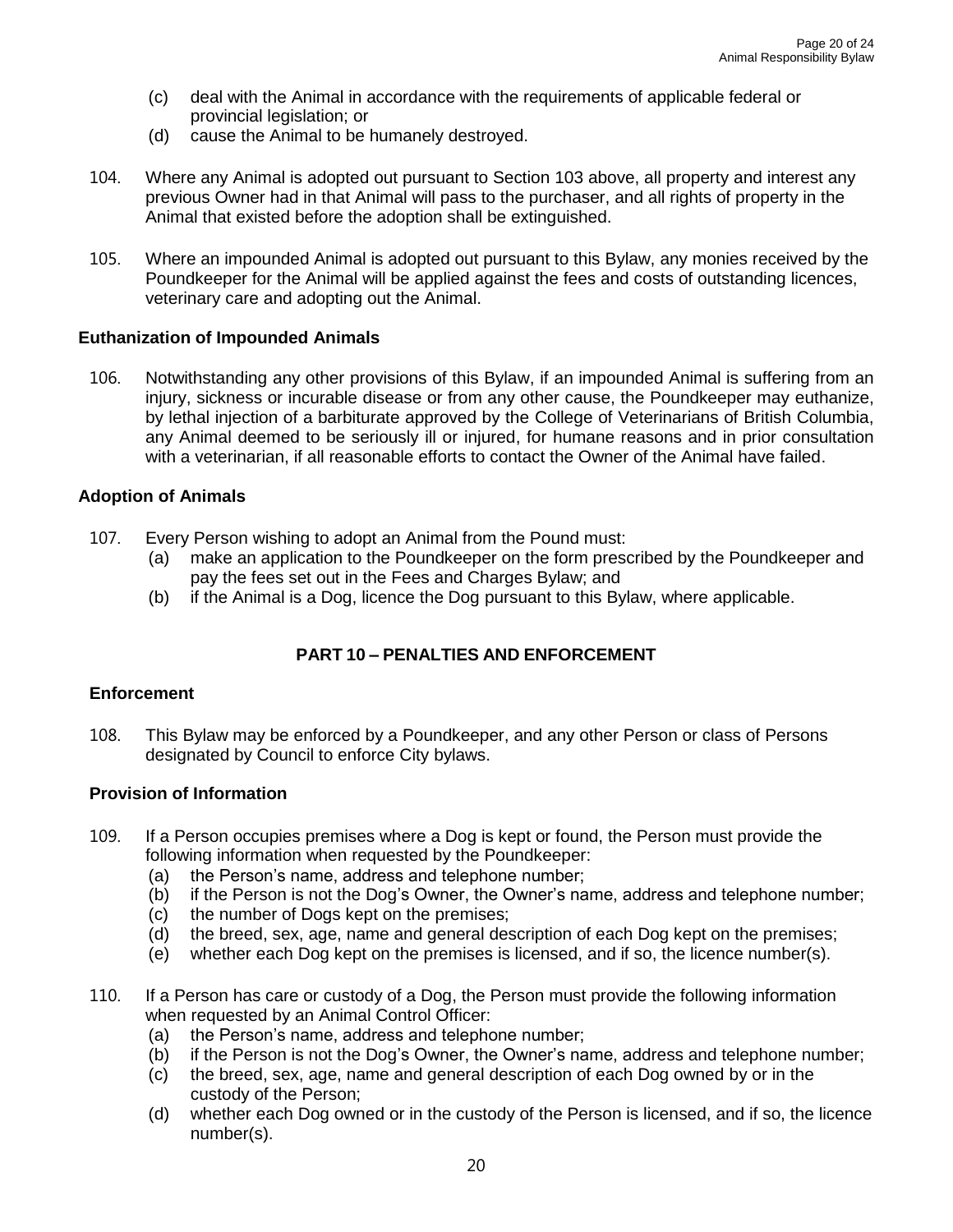(c) deal with the Animal in accordance with the requirements of applicable federal or provincial legislation; or
(d) cause the Animal to be humanely destroyed.

104. Where any Animal is adopted out pursuant to Section 103 above, all property and interest any previous Owner had in that Animal will pass to the purchaser, and all rights of property in the Animal that existed before the adoption shall be extinguished.

105. Where an impounded Animal is adopted out pursuant to this Bylaw, any monies received by the Poundkeeper for the Animal will be applied against the fees and costs of outstanding licences, veterinary care and adopting out the Animal.

**Euthanization of Impounded Animals**

106. Notwithstanding any other provisions of this Bylaw, if an impounded Animal is suffering from an injury, sickness or incurable disease or from any other cause, the Poundkeeper may euthanize, by lethal injection of a barbiturate approved by the College of Veterinarians of British Columbia, any Animal deemed to be seriously ill or injured, for humane reasons and in prior consultation with a veterinarian, if all reasonable efforts to contact the Owner of the Animal have failed.

**Adoption of Animals**

107. Every Person wishing to adopt an Animal from the Pound must:
(a) make an application to the Poundkeeper on the form prescribed by the Poundkeeper and pay the fees set out in the Fees and Charges Bylaw; and
(b) if the Animal is a Dog, licence the Dog pursuant to this Bylaw, where applicable.

## PART 10 – PENALTIES AND ENFORCEMENT

**Enforcement**

108. This Bylaw may be enforced by a Poundkeeper, and any other Person or class of Persons designated by Council to enforce City bylaws.

**Provision of Information**

109. If a Person occupies premises where a Dog is kept or found, the Person must provide the following information when requested by the Poundkeeper:
(a) the Person's name, address and telephone number;
(b) if the Person is not the Dog's Owner, the Owner's name, address and telephone number;
(c) the number of Dogs kept on the premises;
(d) the breed, sex, age, name and general description of each Dog kept on the premises;
(e) whether each Dog kept on the premises is licensed, and if so, the licence number(s).

110. If a Person has care or custody of a Dog, the Person must provide the following information when requested by an Animal Control Officer:
(a) the Person's name, address and telephone number;
(b) if the Person is not the Dog's Owner, the Owner's name, address and telephone number;
(c) the breed, sex, age, name and general description of each Dog owned by or in the custody of the Person;
(d) whether each Dog owned or in the custody of the Person is licensed, and if so, the licence number(s).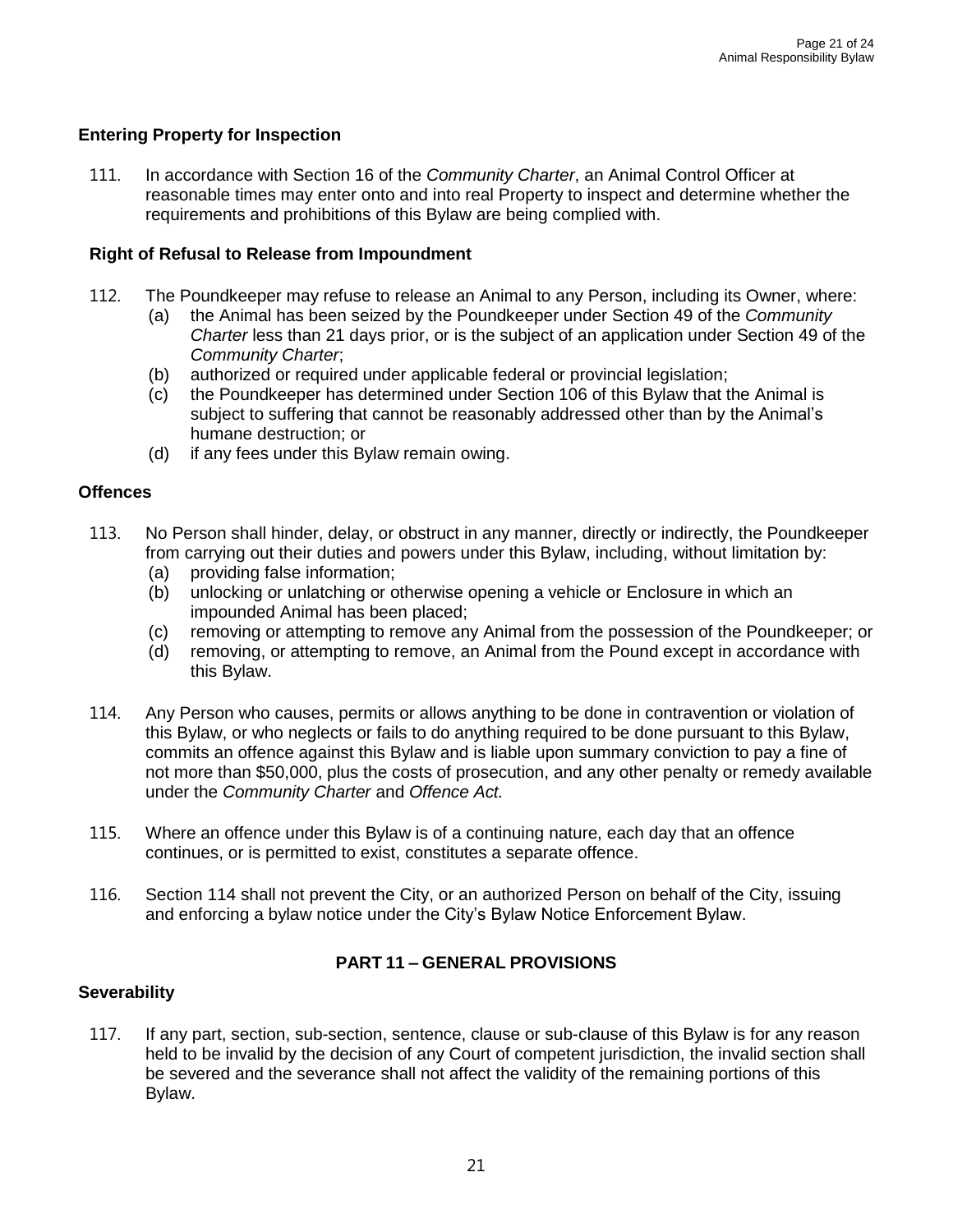### Entering Property for Inspection

111. In accordance with Section 16 of the *Community Charter*, an Animal Control Officer at reasonable times may enter onto and into real Property to inspect and determine whether the requirements and prohibitions of this Bylaw are being complied with.

### Right of Refusal to Release from Impoundment

112. The Poundkeeper may refuse to release an Animal to any Person, including its Owner, where:
    (a) the Animal has been seized by the Poundkeeper under Section 49 of the *Community Charter* less than 21 days prior, or is the subject of an application under Section 49 of the *Community Charter*;
    (b) authorized or required under applicable federal or provincial legislation;
    (c) the Poundkeeper has determined under Section 106 of this Bylaw that the Animal is subject to suffering that cannot be reasonably addressed other than by the Animal's humane destruction; or
    (d) if any fees under this Bylaw remain owing.

### Offences

113. No Person shall hinder, delay, or obstruct in any manner, directly or indirectly, the Poundkeeper from carrying out their duties and powers under this Bylaw, including, without limitation by:
    (a) providing false information;
    (b) unlocking or unlatching or otherwise opening a vehicle or Enclosure in which an impounded Animal has been placed;
    (c) removing or attempting to remove any Animal from the possession of the Poundkeeper; or
    (d) removing, or attempting to remove, an Animal from the Pound except in accordance with this Bylaw.

114. Any Person who causes, permits or allows anything to be done in contravention or violation of this Bylaw, or who neglects or fails to do anything required to be done pursuant to this Bylaw, commits an offence against this Bylaw and is liable upon summary conviction to pay a fine of not more than $50,000, plus the costs of prosecution, and any other penalty or remedy available under the *Community Charter* and *Offence Act.*

115. Where an offence under this Bylaw is of a continuing nature, each day that an offence continues, or is permitted to exist, constitutes a separate offence.

116. Section 114 shall not prevent the City, or an authorized Person on behalf of the City, issuing and enforcing a bylaw notice under the City's Bylaw Notice Enforcement Bylaw.

## PART 11 – GENERAL PROVISIONS

### Severability

117. If any part, section, sub-section, sentence, clause or sub-clause of this Bylaw is for any reason held to be invalid by the decision of any Court of competent jurisdiction, the invalid section shall be severed and the severance shall not affect the validity of the remaining portions of this Bylaw.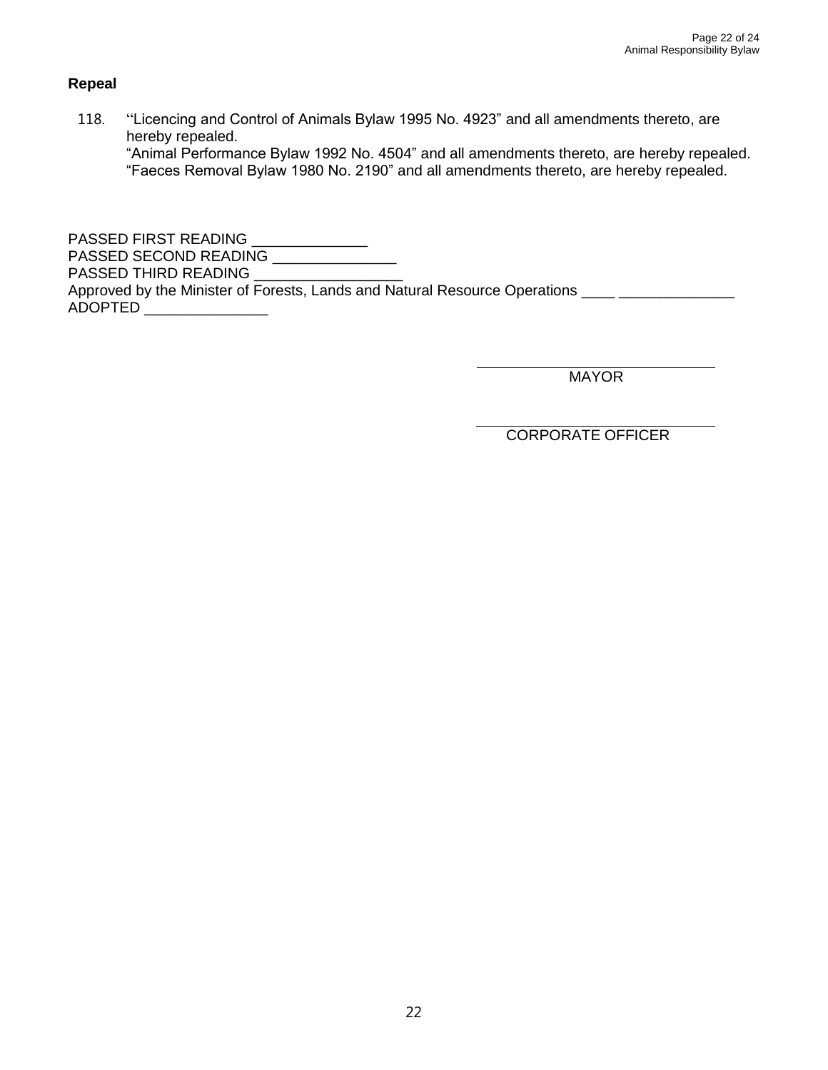## Repeal

118. "Licencing and Control of Animals Bylaw 1995 No. 4923" and all amendments thereto, are hereby repealed.
"Animal Performance Bylaw 1992 No. 4504" and all amendments thereto, are hereby repealed.
"Faeces Removal Bylaw 1980 No. 2190" and all amendments thereto, are hereby repealed.

PASSED FIRST READING ______________
PASSED SECOND READING _______________
PASSED THIRD READING __________________
Approved by the Minister of Forests, Lands and Natural Resource Operations ____ ______________
ADOPTED _______________

______________________________
MAYOR

______________________________
CORPORATE OFFICER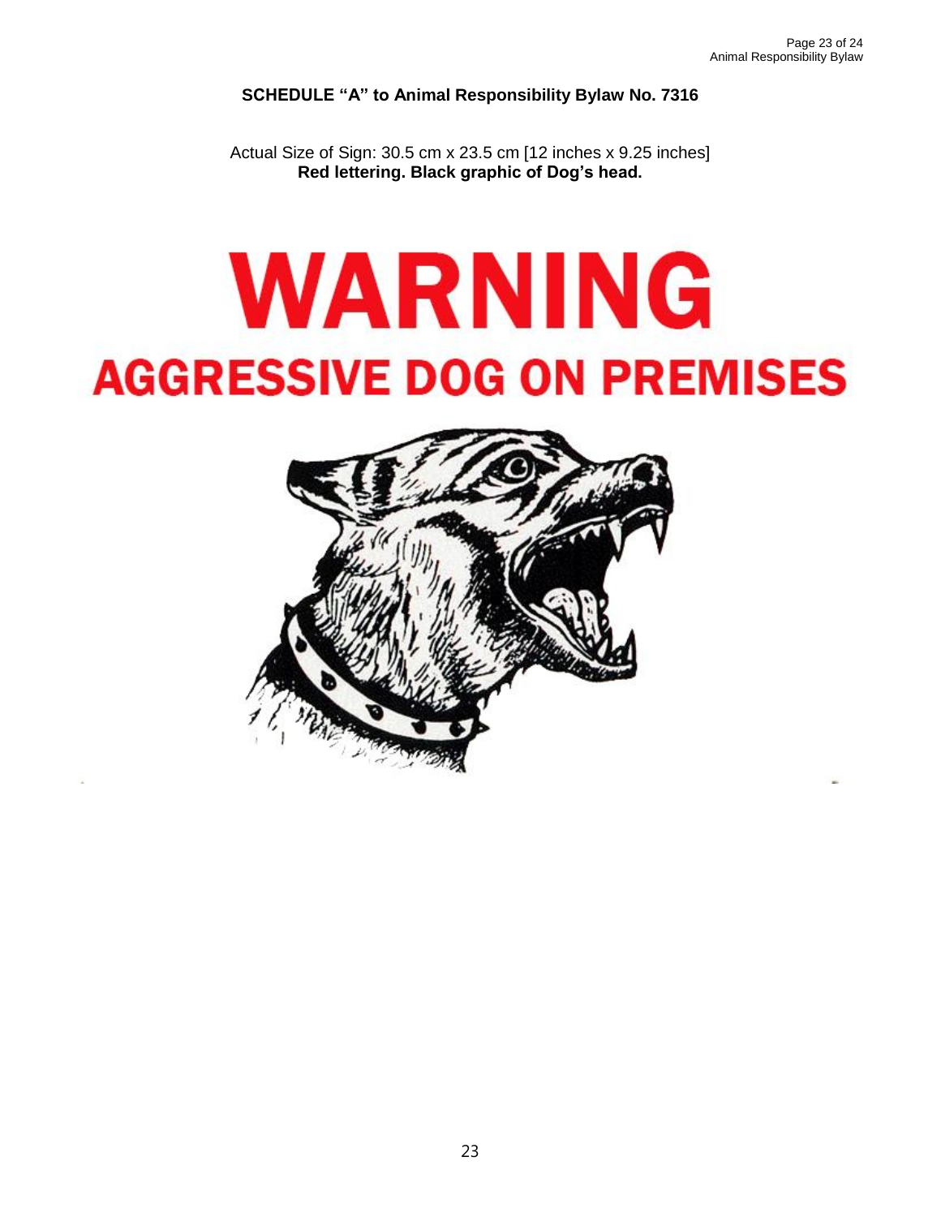**SCHEDULE "A" to Animal Responsibility Bylaw No. 7316**

Actual Size of Sign: 30.5 cm x 23.5 cm [12 inches x 9.25 inches]
**Red lettering. Black graphic of Dog's head.**

# WARNING

## AGGRESSIVE DOG ON PREMISES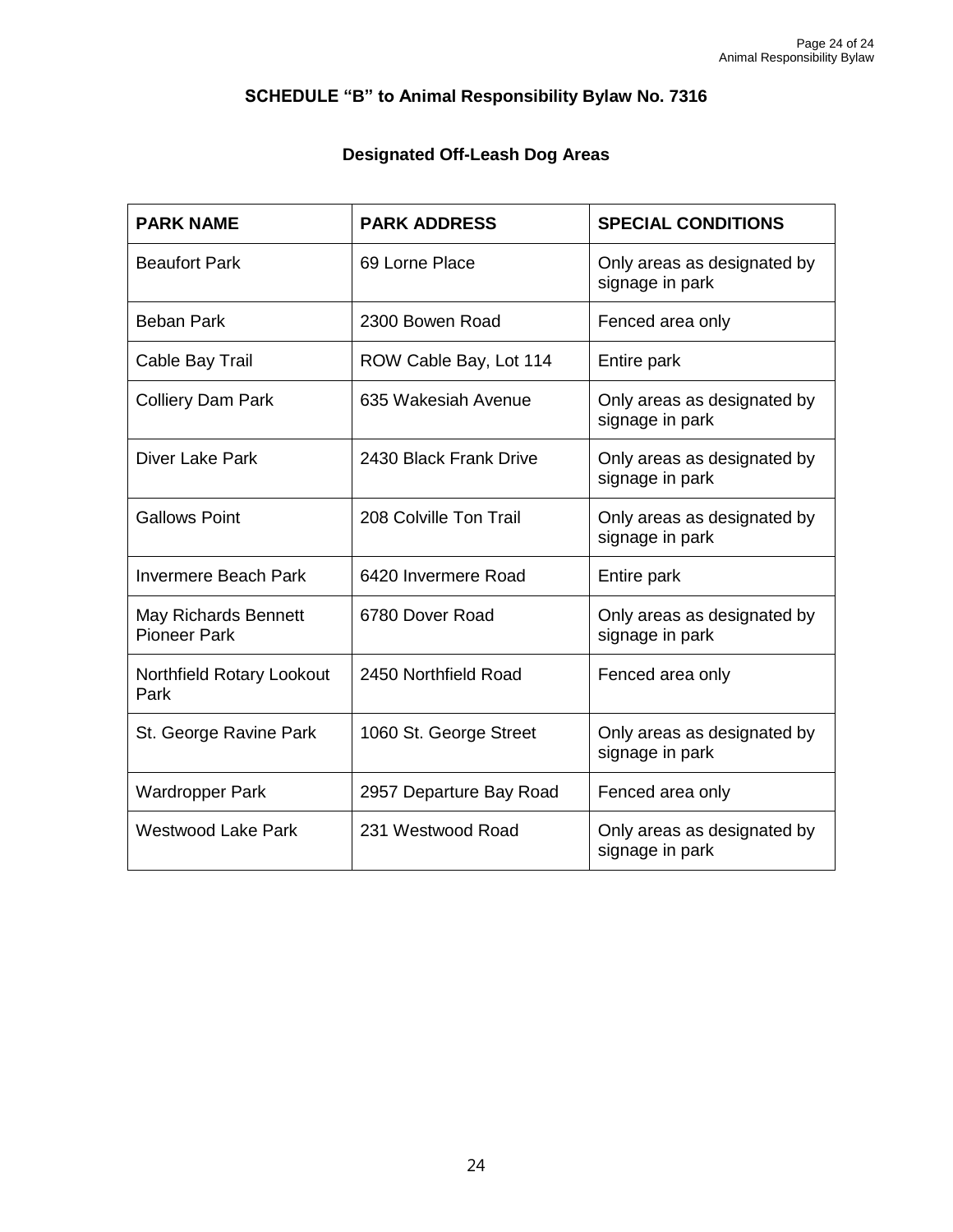## SCHEDULE "B" to Animal Responsibility Bylaw No. 7316

### Designated Off-Leash Dog Areas

| PARK NAME | PARK ADDRESS | SPECIAL CONDITIONS |
|---|---|---|
| Beaufort Park | 69 Lorne Place | Only areas as designated by signage in park |
| Beban Park | 2300 Bowen Road | Fenced area only |
| Cable Bay Trail | ROW Cable Bay, Lot 114 | Entire park |
| Colliery Dam Park | 635 Wakesiah Avenue | Only areas as designated by signage in park |
| Diver Lake Park | 2430 Black Frank Drive | Only areas as designated by signage in park |
| Gallows Point | 208 Colville Ton Trail | Only areas as designated by signage in park |
| Invermere Beach Park | 6420 Invermere Road | Entire park |
| May Richards Bennett Pioneer Park | 6780 Dover Road | Only areas as designated by signage in park |
| Northfield Rotary Lookout Park | 2450 Northfield Road | Fenced area only |
| St. George Ravine Park | 1060 St. George Street | Only areas as designated by signage in park |
| Wardropper Park | 2957 Departure Bay Road | Fenced area only |
| Westwood Lake Park | 231 Westwood Road | Only areas as designated by signage in park |